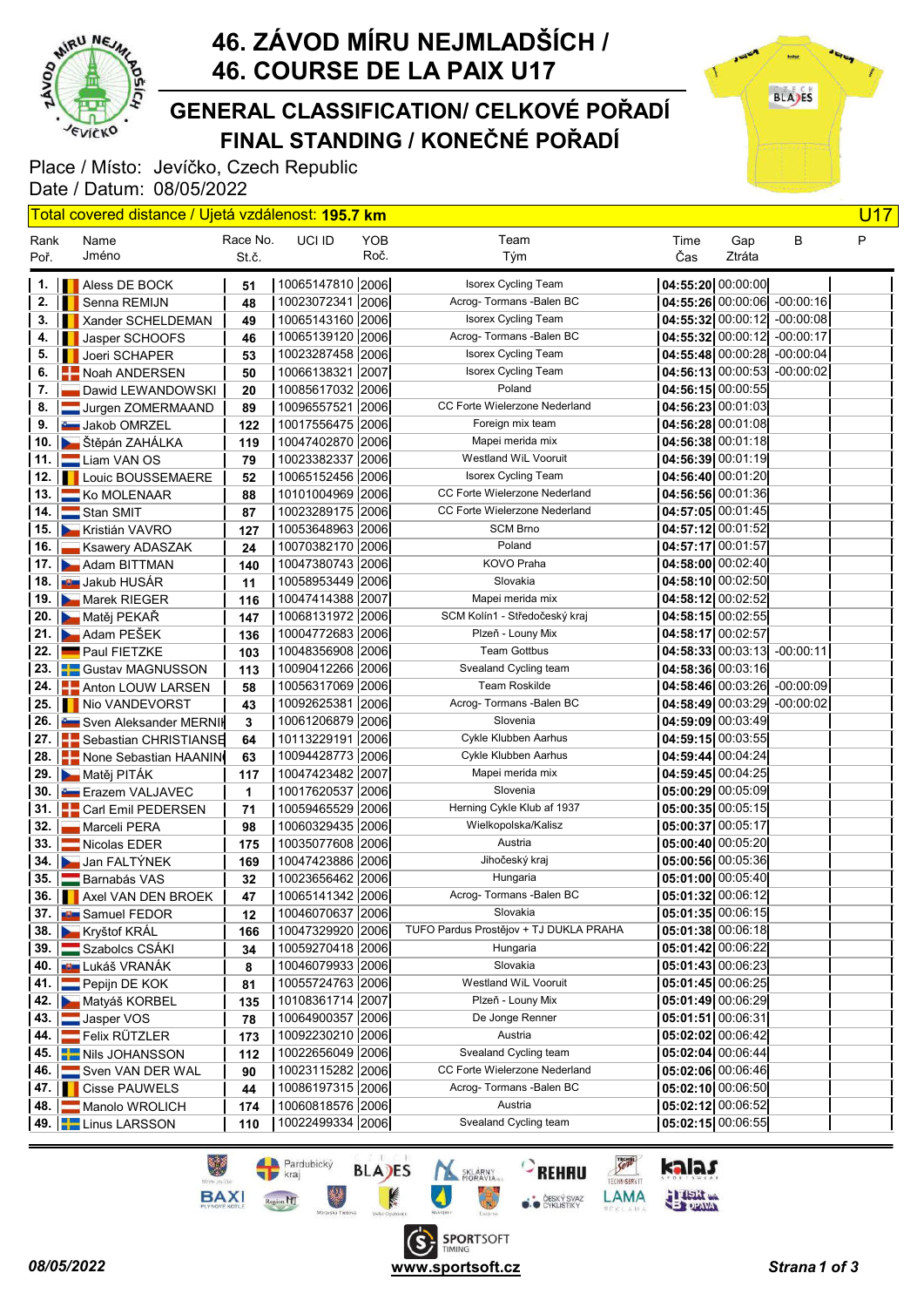# 46. ZÁVOD MÍRU NEJMLADŠÍCH / 46. COURSE DE LA PAIX U17

## GENERAL CLASSIFICATION/ CELKOVÉ POŘADÍ FINAL STANDING / KONEČNÉ POŘADÍ

Place / Místo: Jevíčko, Czech Republic
Date / Datum: 08/05/2022

Total covered distance / Ujetá vzdálenost: **195.7 km** U17

| Rank Poř. | Name Jméno | Race No. St.č. | UCI ID | YOB Roč. | Team Tým | Time Čas | Gap Ztráta | B | P |
|---|---|---|---|---|---|---|---|---|---|
| 1. | Aless DE BOCK | 51 | 10065147810 | 2006 | Isorex Cycling Team | 04:55:20 | 00:00:00 | | |
| 2. | Senna REMIJN | 48 | 10023072341 | 2006 | Acrog- Tormans -Balen BC | 04:55:26 | 00:00:06 | -00:00:16 | |
| 3. | Xander SCHELDEMAN | 49 | 10065143160 | 2006 | Isorex Cycling Team | 04:55:32 | 00:00:12 | -00:00:08 | |
| 4. | Jasper SCHOOFS | 46 | 10065139120 | 2006 | Acrog- Tormans -Balen BC | 04:55:32 | 00:00:12 | -00:00:17 | |
| 5. | Joeri SCHAPER | 53 | 10023287458 | 2006 | Isorex Cycling Team | 04:55:48 | 00:00:28 | -00:00:04 | |
| 6. | Noah ANDERSEN | 50 | 10066138321 | 2007 | Isorex Cycling Team | 04:56:13 | 00:00:53 | -00:00:02 | |
| 7. | Dawid LEWANDOWSKI | 20 | 10085617032 | 2006 | Poland | 04:56:15 | 00:00:55 | | |
| 8. | Jurgen ZOMERMAAND | 89 | 10096557521 | 2006 | CC Forte Wielerzone Nederland | 04:56:23 | 00:01:03 | | |
| 9. | Jakob OMRZEL | 122 | 10017556475 | 2006 | Foreign mix team | 04:56:28 | 00:01:08 | | |
| 10. | Štěpán ZAHÁLKA | 119 | 10047402870 | 2006 | Mapei merida mix | 04:56:38 | 00:01:18 | | |
| 11. | Liam VAN OS | 79 | 10023382337 | 2006 | Westland WiL Vooruit | 04:56:39 | 00:01:19 | | |
| 12. | Louic BOUSSEMAERE | 52 | 10065152456 | 2006 | Isorex Cycling Team | 04:56:40 | 00:01:20 | | |
| 13. | Ko MOLENAAR | 88 | 10101004969 | 2006 | CC Forte Wielerzone Nederland | 04:56:56 | 00:01:36 | | |
| 14. | Stan SMIT | 87 | 10023289175 | 2006 | CC Forte Wielerzone Nederland | 04:57:05 | 00:01:45 | | |
| 15. | Kristián VAVRO | 127 | 10053648963 | 2006 | SCM Brno | 04:57:12 | 00:01:52 | | |
| 16. | Ksawery ADASZAK | 24 | 10070382170 | 2006 | Poland | 04:57:17 | 00:01:57 | | |
| 17. | Adam BITTMAN | 140 | 10047380743 | 2006 | KOVO Praha | 04:58:00 | 00:02:40 | | |
| 18. | Jakub HUSÁR | 11 | 10058953449 | 2006 | Slovakia | 04:58:10 | 00:02:50 | | |
| 19. | Marek RIEGER | 116 | 10047414388 | 2007 | Mapei merida mix | 04:58:12 | 00:02:52 | | |
| 20. | Matěj PEKAŘ | 147 | 10068131972 | 2006 | SCM Kolín1 - Středočeský kraj | 04:58:15 | 00:02:55 | | |
| 21. | Adam PEŠEK | 136 | 10004772683 | 2006 | Plzeň - Louny Mix | 04:58:17 | 00:02:57 | | |
| 22. | Paul FIETZKE | 103 | 10048356908 | 2006 | Team Gottbus | 04:58:33 | 00:03:13 | -00:00:11 | |
| 23. | Gustav MAGNUSSON | 113 | 10090412266 | 2006 | Svealand Cycling team | 04:58:36 | 00:03:16 | | |
| 24. | Anton LOUW LARSEN | 58 | 10056317069 | 2006 | Team Roskilde | 04:58:46 | 00:03:26 | -00:00:09 | |
| 25. | Nio VANDEVORST | 43 | 10092625381 | 2006 | Acrog- Tormans -Balen BC | 04:58:49 | 00:03:29 | -00:00:02 | |
| 26. | Sven Aleksander MERNIK | 3 | 10061206879 | 2006 | Slovenia | 04:59:09 | 00:03:49 | | |
| 27. | Sebastian CHRISTIANSE | 64 | 10113229191 | 2006 | Cykle Klubben Aarhus | 04:59:15 | 00:03:55 | | |
| 28. | None Sebastian HAANIN | 63 | 10094428773 | 2006 | Cykle Klubben Aarhus | 04:59:44 | 00:04:24 | | |
| 29. | Matěj PITÁK | 117 | 10047423482 | 2007 | Mapei merida mix | 04:59:45 | 00:04:25 | | |
| 30. | Erazem VALJAVEC | 1 | 10017620537 | 2006 | Slovenia | 05:00:29 | 00:05:09 | | |
| 31. | Carl Emil PEDERSEN | 71 | 10059465529 | 2006 | Herning Cykle Klub af 1937 | 05:00:35 | 00:05:15 | | |
| 32. | Marceli PERA | 98 | 10060329435 | 2006 | Wielkopolska/Kalisz | 05:00:37 | 00:05:17 | | |
| 33. | Nicolas EDER | 175 | 10035077608 | 2006 | Austria | 05:00:40 | 00:05:20 | | |
| 34. | Jan FALTÝNEK | 169 | 10047423886 | 2006 | Jihočeský kraj | 05:00:56 | 00:05:36 | | |
| 35. | Barnabás VAS | 32 | 10023656462 | 2006 | Hungaria | 05:01:00 | 00:05:40 | | |
| 36. | Axel VAN DEN BROEK | 47 | 10065141342 | 2006 | Acrog- Tormans -Balen BC | 05:01:32 | 00:06:12 | | |
| 37. | Samuel FEDOR | 12 | 10046070637 | 2006 | Slovakia | 05:01:35 | 00:06:15 | | |
| 38. | Kryštof KRÁL | 166 | 10047329920 | 2006 | TUFO Pardus Prostějov + TJ DUKLA PRAHA | 05:01:38 | 00:06:18 | | |
| 39. | Szabolcs CSÁKI | 34 | 10059270418 | 2006 | Hungaria | 05:01:42 | 00:06:22 | | |
| 40. | Lukáš VRANÁK | 8 | 10046079933 | 2006 | Slovakia | 05:01:43 | 00:06:23 | | |
| 41. | Pepijn DE KOK | 81 | 10055724763 | 2006 | Westland WiL Vooruit | 05:01:45 | 00:06:25 | | |
| 42. | Matyáš KORBEL | 135 | 10108361714 | 2007 | Plzeň - Louny Mix | 05:01:49 | 00:06:29 | | |
| 43. | Jasper VOS | 78 | 10064900357 | 2006 | De Jonge Renner | 05:01:51 | 00:06:31 | | |
| 44. | Felix RÜTZLER | 173 | 10092230210 | 2006 | Austria | 05:02:02 | 00:06:42 | | |
| 45. | Nils JOHANSSON | 112 | 10022656049 | 2006 | Svealand Cycling team | 05:02:04 | 00:06:44 | | |
| 46. | Sven VAN DER WAL | 90 | 10023115282 | 2006 | CC Forte Wielerzone Nederland | 05:02:06 | 00:06:46 | | |
| 47. | Cisse PAUWELS | 44 | 10086197315 | 2006 | Acrog- Tormans -Balen BC | 05:02:10 | 00:06:50 | | |
| 48. | Manolo WROLICH | 174 | 10060818576 | 2006 | Austria | 05:02:12 | 00:06:52 | | |
| 49. | Linus LARSSON | 110 | 10022499334 | 2006 | Svealand Cycling team | 05:02:15 | 00:06:55 | | |

08/05/2022 www.sportsoft.cz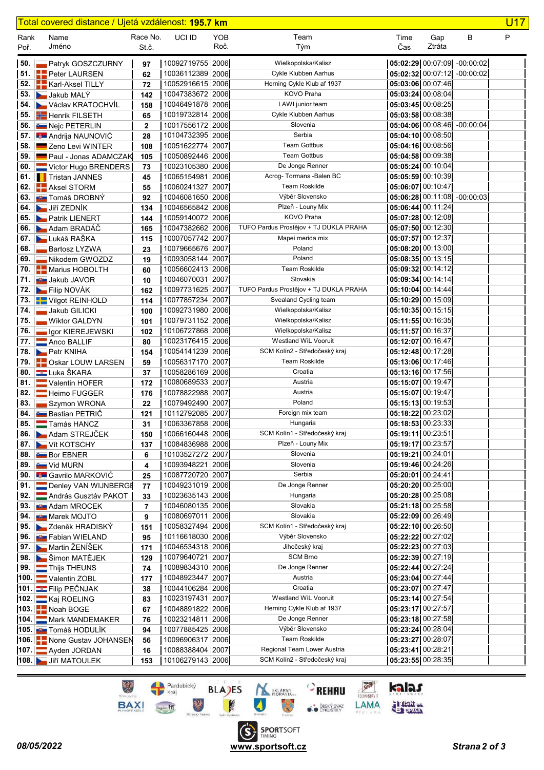Total covered distance / Ujetá vzdálenost: **195.7 km** **U17**

| Rank Poř. | Name Jméno | Race No. St.č. | UCI ID | YOB Roč. | Team Tým | Time Čas | Gap Ztráta | B | P |
|---|---|---|---|---|---|---|---|---|---|
| 50. | Patryk GOSZCZURNY | 97 | 10092719755 | 2006 | Wielkopolska/Kalisz | 05:02:29 | 00:07:09 | -00:00:02 | |
| 51. | Peter LAURSEN | 62 | 10036112389 | 2006 | Cykle Klubben Aarhus | 05:02:32 | 00:07:12 | -00:00:02 | |
| 52. | Karl-Aksel TILLY | 72 | 10052916615 | 2006 | Herning Cykle Klub af 1937 | 05:03:06 | 00:07:46 | | |
| 53. | Jakub MALÝ | 142 | 10047383672 | 2006 | KOVO Praha | 05:03:24 | 00:08:04 | | |
| 54. | Václav KRATOCHVÍL | 158 | 10046491878 | 2006 | LAWI junior team | 05:03:45 | 00:08:25 | | |
| 55. | Henrik FILSETH | 65 | 10019732814 | 2006 | Cykle Klubben Aarhus | 05:03:58 | 00:08:38 | | |
| 56. | Nejc PETERLIN | 2 | 10017556172 | 2006 | Slovenia | 05:04:06 | 00:08:46 | -00:00:04 | |
| 57. | Andrija NAUNOVIĆ | 28 | 10104732395 | 2006 | Serbia | 05:04:10 | 00:08:50 | | |
| 58. | Zeno Levi WINTER | 108 | 10051622774 | 2007 | Team Gottbus | 05:04:16 | 00:08:56 | | |
| 59. | Paul - Jonas ADAMCZAK | 105 | 10050892446 | 2006 | Team Gottbus | 05:04:58 | 00:09:38 | | |
| 60. | Victor Hugo BRENDERS | 73 | 10023105380 | 2006 | De Jonge Renner | 05:05:24 | 00:10:04 | | |
| 61. | Tristan JANNES | 45 | 10065154981 | 2006 | Acrog- Tormans -Balen BC | 05:05:59 | 00:10:39 | | |
| 62. | Aksel STORM | 55 | 10060241327 | 2007 | Team Roskilde | 05:06:07 | 00:10:47 | | |
| 63. | Tomáš DROBNÝ | 92 | 10046081650 | 2006 | Výběr Slovensko | 05:06:28 | 00:11:08 | -00:00:03 | |
| 64. | Jiří ZEDNÍK | 134 | 10046565842 | 2006 | Plzeň - Louny Mix | 05:06:44 | 00:11:24 | | |
| 65. | Patrik LIENERT | 144 | 10059140072 | 2006 | KOVO Praha | 05:07:28 | 00:12:08 | | |
| 66. | Adam BRADÁČ | 165 | 10047382662 | 2006 | TUFO Pardus Prostějov + TJ DUKLA PRAHA | 05:07:50 | 00:12:30 | | |
| 67. | Lukáš RAŠKA | 115 | 10007057742 | 2007 | Mapei merida mix | 05:07:57 | 00:12:37 | | |
| 68. | Bartosz LYZWA | 23 | 10079665676 | 2007 | Poland | 05:08:20 | 00:13:00 | | |
| 69. | Nikodem GWOZDZ | 19 | 10093058144 | 2007 | Poland | 05:08:35 | 00:13:15 | | |
| 70. | Marius HOBOLTH | 60 | 10056602413 | 2006 | Team Roskilde | 05:09:32 | 00:14:12 | | |
| 71. | Jakub JAVOR | 10 | 10046070031 | 2007 | Slovakia | 05:09:34 | 00:14:14 | | |
| 72. | Filip NOVÁK | 162 | 10097731625 | 2007 | TUFO Pardus Prostějov + TJ DUKLA PRAHA | 05:10:04 | 00:14:44 | | |
| 73. | Vilgot REINHOLD | 114 | 10077857234 | 2007 | Svealand Cycling team | 05:10:29 | 00:15:09 | | |
| 74. | Jakub GILICKI | 100 | 10092731980 | 2006 | Wielkopolska/Kalisz | 05:10:35 | 00:15:15 | | |
| 75. | Wiktor GALDYN | 101 | 10079731152 | 2006 | Wielkopolska/Kalisz | 05:11:55 | 00:16:35 | | |
| 76. | Igor KIEREJEWSKI | 102 | 10106727868 | 2006 | Wielkopolska/Kalisz | 05:11:57 | 00:16:37 | | |
| 77. | Anco BALLIF | 80 | 10023176415 | 2006 | Westland WiL Vooruit | 05:12:07 | 00:16:47 | | |
| 78. | Petr KNIHA | 154 | 10054141239 | 2006 | SCM Kolín2 - Středočeský kraj | 05:12:48 | 00:17:28 | | |
| 79. | Oskar LOUW LARSEN | 59 | 10056317170 | 2007 | Team Roskilde | 05:13:06 | 00:17:46 | | |
| 80. | Luka ŠKARA | 37 | 10058286169 | 2006 | Croatia | 05:13:16 | 00:17:56 | | |
| 81. | Valentin HOFER | 172 | 10080689533 | 2007 | Austria | 05:15:07 | 00:19:47 | | |
| 82. | Heimo FUGGER | 176 | 10078822988 | 2007 | Austria | 05:15:07 | 00:19:47 | | |
| 83. | Szymon WRONA | 22 | 10079492490 | 2007 | Poland | 05:15:13 | 00:19:53 | | |
| 84. | Bastian PETRIČ | 121 | 10112792085 | 2007 | Foreign mix team | 05:18:22 | 00:23:02 | | |
| 85. | Tamás HANCZ | 31 | 10063367858 | 2006 | Hungaria | 05:18:53 | 00:23:33 | | |
| 86. | Adam STREJČEK | 150 | 10066160448 | 2006 | SCM Kolín1 - Středočeský kraj | 05:19:11 | 00:23:51 | | |
| 87. | Vít KOTSCHY | 137 | 10084836988 | 2006 | Plzeň - Louny Mix | 05:19:17 | 00:23:57 | | |
| 88. | Bor EBNER | 6 | 10103527272 | 2007 | Slovenia | 05:19:21 | 00:24:01 | | |
| 89. | Vid MURN | 4 | 10093948221 | 2006 | Slovenia | 05:19:46 | 00:24:26 | | |
| 90. | Gavrilo MARKOVIĆ | 25 | 10087720720 | 2007 | Serbia | 05:20:01 | 00:24:41 | | |
| 91. | Denley VAN WIJNBERGE | 77 | 10049231019 | 2006 | De Jonge Renner | 05:20:20 | 00:25:00 | | |
| 92. | András Gusztáv PAKOT | 33 | 10023635143 | 2006 | Hungaria | 05:20:28 | 00:25:08 | | |
| 93. | Adam MROCEK | 7 | 10046080135 | 2006 | Slovakia | 05:21:18 | 00:25:58 | | |
| 94. | Marek MOJTO | 9 | 10080697011 | 2006 | Slovakia | 05:22:09 | 00:26:49 | | |
| 95. | Zdeněk HRADISKÝ | 151 | 10058327494 | 2006 | SCM Kolín1 - Středočeský kraj | 05:22:10 | 00:26:50 | | |
| 96. | Fabian WIELAND | 95 | 10116618030 | 2006 | Výběr Slovensko | 05:22:22 | 00:27:02 | | |
| 97. | Martin ŽENÍŠEK | 171 | 10046534318 | 2006 | Jihočeský kraj | 05:22:23 | 00:27:03 | | |
| 98. | Šimon MATĚJEK | 129 | 10079640721 | 2007 | SCM Brno | 05:22:39 | 00:27:19 | | |
| 99. | Thijs THEUNS | 74 | 10089834310 | 2006 | De Jonge Renner | 05:22:44 | 00:27:24 | | |
| 100. | Valentin ZOBL | 177 | 10048923447 | 2007 | Austria | 05:23:04 | 00:27:44 | | |
| 101. | Filip PEČNJAK | 38 | 10044106284 | 2006 | Croatia | 05:23:07 | 00:27:47 | | |
| 102. | Kaj ROELING | 83 | 10023197431 | 2007 | Westland WiL Vooruit | 05:23:14 | 00:27:54 | | |
| 103. | Noah BOGE | 67 | 10048891822 | 2006 | Herning Cykle Klub af 1937 | 05:23:17 | 00:27:57 | | |
| 104. | Mark MANDEMAKER | 76 | 10023214811 | 2006 | De Jonge Renner | 05:23:18 | 00:27:58 | | |
| 105. | Tomáš HODULÍK | 94 | 10077885425 | 2006 | Výběr Slovensko | 05:23:24 | 00:28:04 | | |
| 106. | None Gustav JOHANSEN | 56 | 10096906317 | 2006 | Team Roskilde | 05:23:27 | 00:28:07 | | |
| 107. | Ayden JORDAN | 16 | 10088388404 | 2007 | Regional Team Lower Austria | 05:23:41 | 00:28:21 | | |
| 108. | Jiří MATOULEK | 153 | 10106279143 | 2006 | SCM Kolín2 - Středočeský kraj | 05:23:55 | 00:28:35 | | |

*08/05/2022* www.sportsoft.cz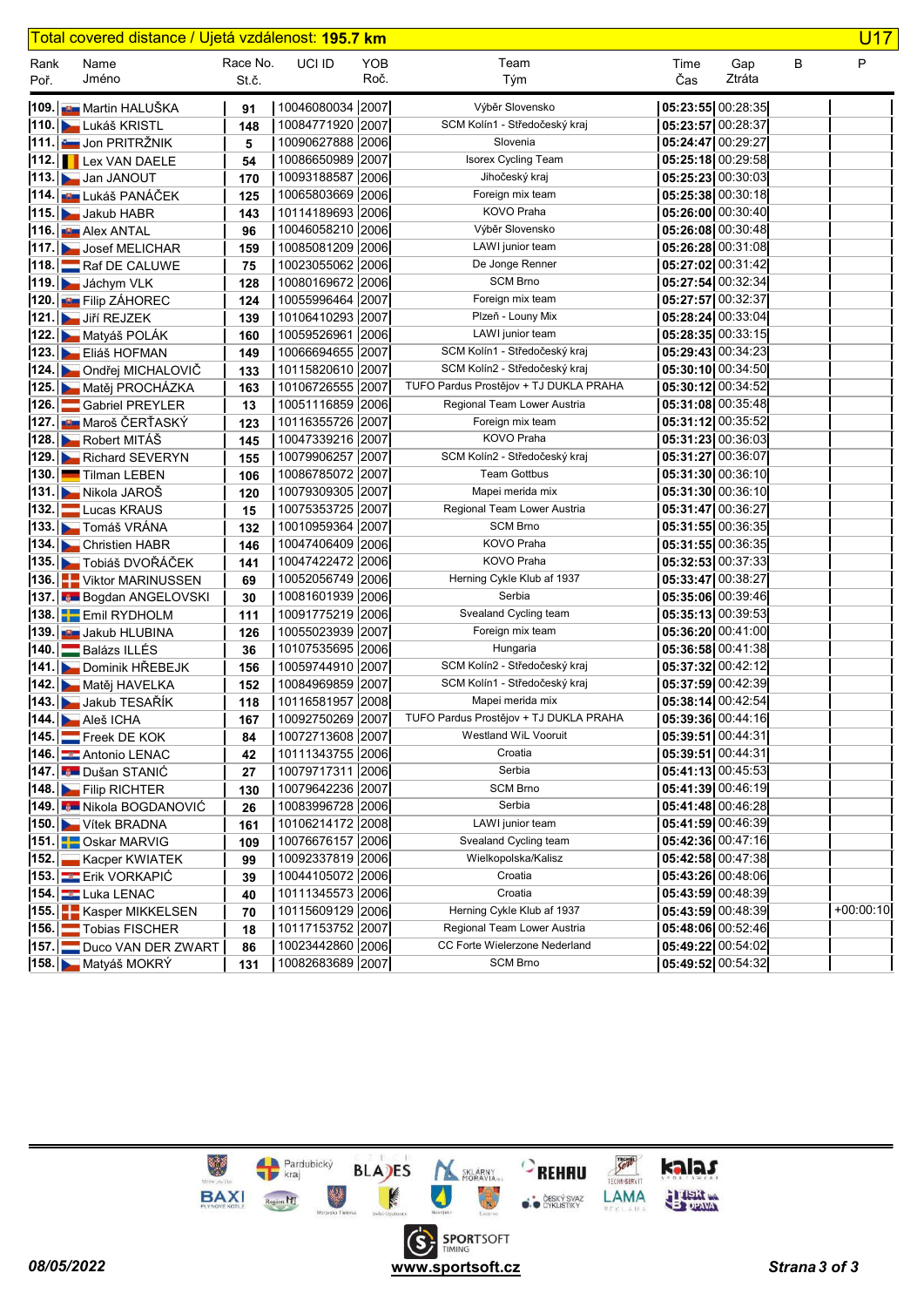Total covered distance / Ujetá vzdálenost: **195.7 km** — U17

| Rank Poř. | Name Jméno | Race No. St.č. | UCI ID | YOB Roč. | Team Tým | Time Čas | Gap Ztráta | B | P |
|---|---|---|---|---|---|---|---|---|---|
| 109. | Martin HALUŠKA | 91 | 10046080034 | 2007 | Výběr Slovensko | 05:23:55 | 00:28:35 | | |
| 110. | Lukáš KRISTL | 148 | 10084771920 | 2007 | SCM Kolín1 - Středočeský kraj | 05:23:57 | 00:28:37 | | |
| 111. | Jon PRITRŽNIK | 5 | 10090627888 | 2006 | Slovenia | 05:24:47 | 00:29:27 | | |
| 112. | Lex VAN DAELE | 54 | 10086650989 | 2007 | Isorex Cycling Team | 05:25:18 | 00:29:58 | | |
| 113. | Jan JANOUT | 170 | 10093188587 | 2006 | Jihočeský kraj | 05:25:23 | 00:30:03 | | |
| 114. | Lukáš PANÁČEK | 125 | 10065803669 | 2006 | Foreign mix team | 05:25:38 | 00:30:18 | | |
| 115. | Jakub HABR | 143 | 10114189693 | 2006 | KOVO Praha | 05:26:00 | 00:30:40 | | |
| 116. | Alex ANTAL | 96 | 10046058210 | 2006 | Výběr Slovensko | 05:26:08 | 00:30:48 | | |
| 117. | Josef MELICHAR | 159 | 10085081209 | 2006 | LAWI junior team | 05:26:28 | 00:31:08 | | |
| 118. | Raf DE CALUWE | 75 | 10023055062 | 2006 | De Jonge Renner | 05:27:02 | 00:31:42 | | |
| 119. | Jáchym VLK | 128 | 10080169672 | 2006 | SCM Brno | 05:27:54 | 00:32:34 | | |
| 120. | Filip ZÁHOREC | 124 | 10055996464 | 2007 | Foreign mix team | 05:27:57 | 00:32:37 | | |
| 121. | Jiří REJZEK | 139 | 10106410293 | 2007 | Plzeň - Louny Mix | 05:28:24 | 00:33:04 | | |
| 122. | Matyáš POLÁK | 160 | 10059526961 | 2006 | LAWI junior team | 05:28:35 | 00:33:15 | | |
| 123. | Eliáš HOFMAN | 149 | 10066694655 | 2007 | SCM Kolín1 - Středočeský kraj | 05:29:43 | 00:34:23 | | |
| 124. | Ondřej MICHALOVIČ | 133 | 10115820610 | 2007 | SCM Kolín2 - Středočeský kraj | 05:30:10 | 00:34:50 | | |
| 125. | Matěj PROCHÁZKA | 163 | 10106726555 | 2007 | TUFO Pardus Prostějov + TJ DUKLA PRAHA | 05:30:12 | 00:34:52 | | |
| 126. | Gabriel PREYLER | 13 | 10051116859 | 2006 | Regional Team Lower Austria | 05:31:08 | 00:35:48 | | |
| 127. | Maroš ČERŤASKÝ | 123 | 10116355726 | 2007 | Foreign mix team | 05:31:12 | 00:35:52 | | |
| 128. | Robert MITÁŠ | 145 | 10047339216 | 2007 | KOVO Praha | 05:31:23 | 00:36:03 | | |
| 129. | Richard SEVERYN | 155 | 10079906257 | 2007 | SCM Kolín2 - Středočeský kraj | 05:31:27 | 00:36:07 | | |
| 130. | Tilman LEBEN | 106 | 10086785072 | 2007 | Team Gottbus | 05:31:30 | 00:36:10 | | |
| 131. | Nikola JAROŠ | 120 | 10079309305 | 2007 | Mapei merida mix | 05:31:30 | 00:36:10 | | |
| 132. | Lucas KRAUS | 15 | 10075353725 | 2007 | Regional Team Lower Austria | 05:31:47 | 00:36:27 | | |
| 133. | Tomáš VRÁNA | 132 | 10010959364 | 2007 | SCM Brno | 05:31:55 | 00:36:35 | | |
| 134. | Christien HABR | 146 | 10047406409 | 2006 | KOVO Praha | 05:31:55 | 00:36:35 | | |
| 135. | Tobiáš DVOŘÁČEK | 141 | 10047422472 | 2006 | KOVO Praha | 05:32:53 | 00:37:33 | | |
| 136. | Viktor MARINUSSEN | 69 | 10052056749 | 2006 | Herning Cykle Klub af 1937 | 05:33:47 | 00:38:27 | | |
| 137. | Bogdan ANGELOVSKI | 30 | 10081601939 | 2006 | Serbia | 05:35:06 | 00:39:46 | | |
| 138. | Emil RYDHOLM | 111 | 10091775219 | 2006 | Svealand Cycling team | 05:35:13 | 00:39:53 | | |
| 139. | Jakub HLUBINA | 126 | 10055023939 | 2007 | Foreign mix team | 05:36:20 | 00:41:00 | | |
| 140. | Balázs ILLÉS | 36 | 10107535695 | 2006 | Hungaria | 05:36:58 | 00:41:38 | | |
| 141. | Dominik HŘEBEJK | 156 | 10059744910 | 2007 | SCM Kolín2 - Středočeský kraj | 05:37:32 | 00:42:12 | | |
| 142. | Matěj HAVELKA | 152 | 10084969859 | 2007 | SCM Kolín1 - Středočeský kraj | 05:37:59 | 00:42:39 | | |
| 143. | Jakub TESAŘÍK | 118 | 10116581957 | 2008 | Mapei merida mix | 05:38:14 | 00:42:54 | | |
| 144. | Aleš ICHA | 167 | 10092750269 | 2007 | TUFO Pardus Prostějov + TJ DUKLA PRAHA | 05:39:36 | 00:44:16 | | |
| 145. | Freek DE KOK | 84 | 10072713608 | 2007 | Westland WiL Vooruit | 05:39:51 | 00:44:31 | | |
| 146. | Antonio LENAC | 42 | 10111343755 | 2006 | Croatia | 05:39:51 | 00:44:31 | | |
| 147. | Dušan STANIĆ | 27 | 10079717311 | 2006 | Serbia | 05:41:13 | 00:45:53 | | |
| 148. | Filip RICHTER | 130 | 10079642236 | 2007 | SCM Brno | 05:41:39 | 00:46:19 | | |
| 149. | Nikola BOGDANOVIĆ | 26 | 10083996728 | 2006 | Serbia | 05:41:48 | 00:46:28 | | |
| 150. | Vítek BRADNA | 161 | 10106214172 | 2008 | LAWI junior team | 05:41:59 | 00:46:39 | | |
| 151. | Oskar MARVIG | 109 | 10076676157 | 2006 | Svealand Cycling team | 05:42:36 | 00:47:16 | | |
| 152. | Kacper KWIATEK | 99 | 10092337819 | 2006 | Wielkopolska/Kalisz | 05:42:58 | 00:47:38 | | |
| 153. | Erik VORKAPIĆ | 39 | 10044105072 | 2006 | Croatia | 05:43:26 | 00:48:06 | | |
| 154. | Luka LENAC | 40 | 10111345573 | 2006 | Croatia | 05:43:59 | 00:48:39 | | |
| 155. | Kasper MIKKELSEN | 70 | 10115609129 | 2006 | Herning Cykle Klub af 1937 | 05:43:59 | 00:48:39 | | +00:00:10 |
| 156. | Tobias FISCHER | 18 | 10117153752 | 2007 | Regional Team Lower Austria | 05:48:06 | 00:52:46 | | |
| 157. | Duco VAN DER ZWART | 86 | 10023442860 | 2006 | CC Forte Wielerzone Nederland | 05:49:22 | 00:54:02 | | |
| 158. | Matyáš MOKRÝ | 131 | 10082683689 | 2007 | SCM Brno | 05:49:52 | 00:54:32 | | |

08/05/2022 — www.sportsoft.cz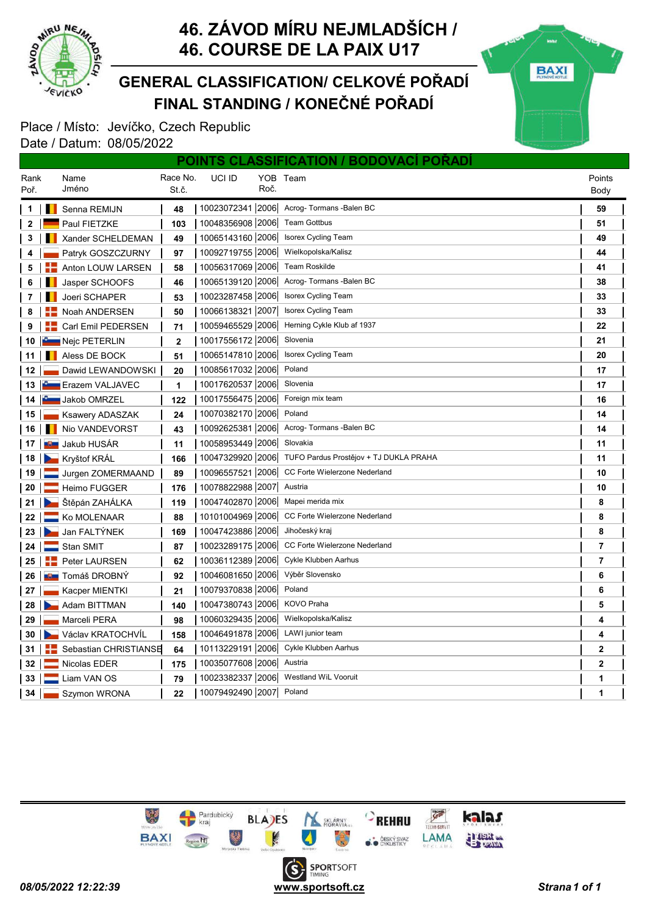# 46. ZÁVOD MÍRU NEJMLADŠÍCH / 46. COURSE DE LA PAIX U17

## GENERAL CLASSIFICATION/ CELKOVÉ POŘADÍ
## FINAL STANDING / KONEČNÉ POŘADÍ

Place / Místo: Jevíčko, Czech Republic
Date / Datum: 08/05/2022

### POINTS CLASSIFICATION / BODOVACÍ POŘADÍ

| Rank Poř. | Name Jméno | Race No. St.č. | UCI ID | YOB Roč. | Team | Points Body |
|---|---|---|---|---|---|---|
| 1 | Senna REMIJN | 48 | 10023072341 | 2006 | Acrog- Tormans -Balen BC | 59 |
| 2 | Paul FIETZKE | 103 | 10048356908 | 2006 | Team Gottbus | 51 |
| 3 | Xander SCHELDEMAN | 49 | 10065143160 | 2006 | Isorex Cycling Team | 49 |
| 4 | Patryk GOSZCZURNY | 97 | 10092719755 | 2006 | Wielkopolska/Kalisz | 44 |
| 5 | Anton LOUW LARSEN | 58 | 10056317069 | 2006 | Team Roskilde | 41 |
| 6 | Jasper SCHOOFS | 46 | 10065139120 | 2006 | Acrog- Tormans -Balen BC | 38 |
| 7 | Joeri SCHAPER | 53 | 10023287458 | 2006 | Isorex Cycling Team | 33 |
| 8 | Noah ANDERSEN | 50 | 10066138321 | 2007 | Isorex Cycling Team | 33 |
| 9 | Carl Emil PEDERSEN | 71 | 10059465529 | 2006 | Herning Cykle Klub af 1937 | 22 |
| 10 | Nejc PETERLIN | 2 | 10017556172 | 2006 | Slovenia | 21 |
| 11 | Aless DE BOCK | 51 | 10065147810 | 2006 | Isorex Cycling Team | 20 |
| 12 | Dawid LEWANDOWSKI | 20 | 10085617032 | 2006 | Poland | 17 |
| 13 | Erazem VALJAVEC | 1 | 10017620537 | 2006 | Slovenia | 17 |
| 14 | Jakob OMRZEL | 122 | 10017556475 | 2006 | Foreign mix team | 16 |
| 15 | Ksawery ADASZAK | 24 | 10070382170 | 2006 | Poland | 14 |
| 16 | Nio VANDEVORST | 43 | 10092625381 | 2006 | Acrog- Tormans -Balen BC | 14 |
| 17 | Jakub HUSÁR | 11 | 10058953449 | 2006 | Slovakia | 11 |
| 18 | Kryštof KRÁL | 166 | 10047329920 | 2006 | TUFO Pardus Prostějov + TJ DUKLA PRAHA | 11 |
| 19 | Jurgen ZOMERMAAND | 89 | 10096557521 | 2006 | CC Forte Wielerzone Nederland | 10 |
| 20 | Heimo FUGGER | 176 | 10078822988 | 2007 | Austria | 10 |
| 21 | Štěpán ZAHÁLKA | 119 | 10047402870 | 2006 | Mapei merida mix | 8 |
| 22 | Ko MOLENAAR | 88 | 10101004969 | 2006 | CC Forte Wielerzone Nederland | 8 |
| 23 | Jan FALTÝNEK | 169 | 10047423886 | 2006 | Jihočeský kraj | 8 |
| 24 | Stan SMIT | 87 | 10023289175 | 2006 | CC Forte Wielerzone Nederland | 7 |
| 25 | Peter LAURSEN | 62 | 10036112389 | 2006 | Cykle Klubben Aarhus | 7 |
| 26 | Tomáš DROBNÝ | 92 | 10046081650 | 2006 | Výběr Slovensko | 6 |
| 27 | Kacper MIENTKI | 21 | 10079370838 | 2006 | Poland | 6 |
| 28 | Adam BITTMAN | 140 | 10047380743 | 2006 | KOVO Praha | 5 |
| 29 | Marceli PERA | 98 | 10060329435 | 2006 | Wielkopolska/Kalisz | 4 |
| 30 | Václav KRATOCHVÍL | 158 | 10046491878 | 2006 | LAWI junior team | 4 |
| 31 | Sebastian CHRISTIANSE | 64 | 10113229191 | 2006 | Cykle Klubben Aarhus | 2 |
| 32 | Nicolas EDER | 175 | 10035077608 | 2006 | Austria | 2 |
| 33 | Liam VAN OS | 79 | 10023382337 | 2006 | Westland WiL Vooruit | 1 |
| 34 | Szymon WRONA | 22 | 10079492490 | 2007 | Poland | 1 |

08/05/2022 12:22:39 www.sportsoft.cz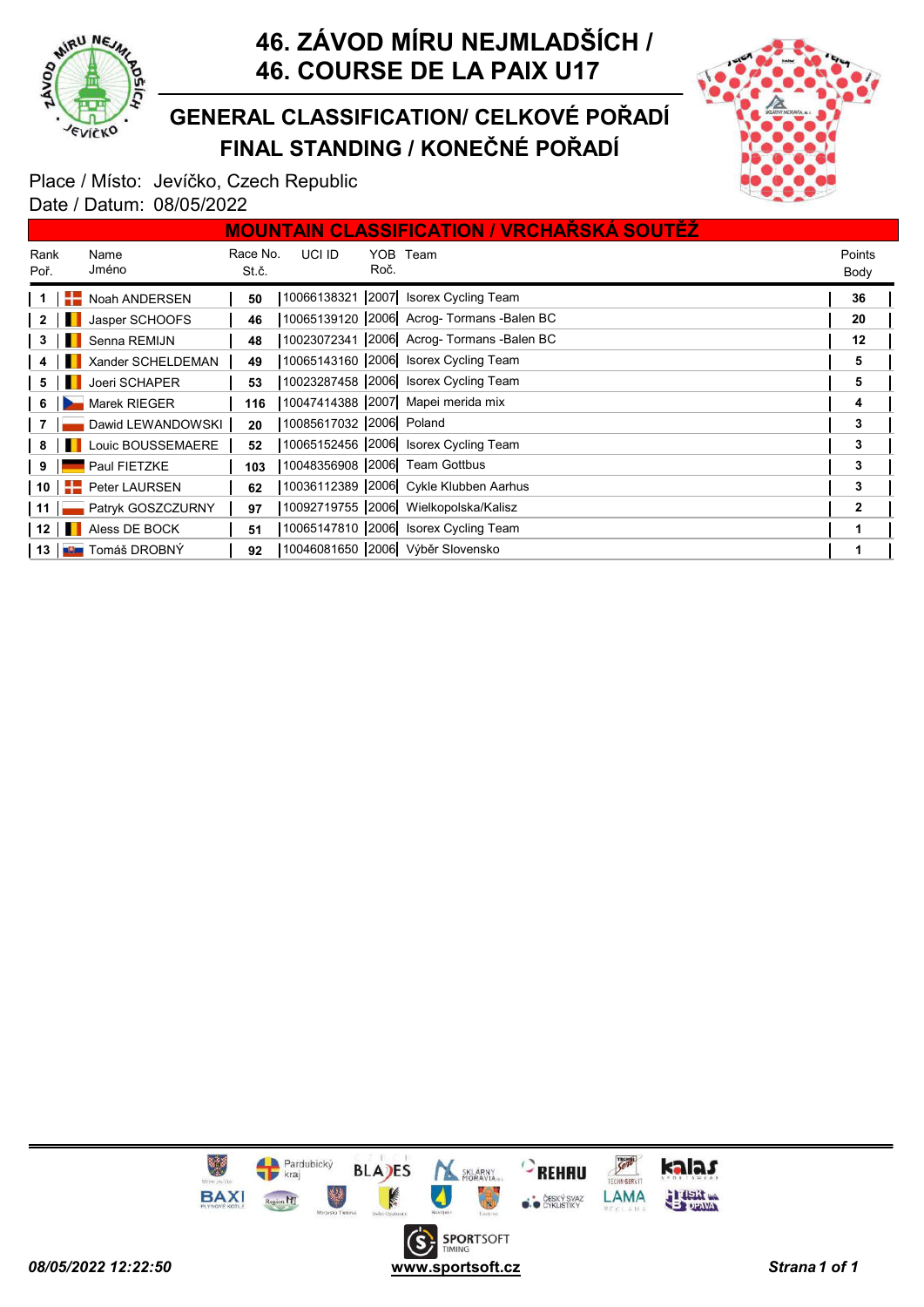# 46. ZÁVOD MÍRU NEJMLADŠÍCH / 46. COURSE DE LA PAIX U17

## GENERAL CLASSIFICATION/ CELKOVÉ POŘADÍ
## FINAL STANDING / KONEČNÉ POŘADÍ

Place / Místo: Jevíčko, Czech Republic
Date / Datum: 08/05/2022

### MOUNTAIN CLASSIFICATION / VRCHAŘSKÁ SOUTĚŽ

| Rank Poř. | Name Jméno | Race No. St.č. | UCI ID | YOB Roč. | Team | Points Body |
|---|---|---|---|---|---|---|
| 1 | Noah ANDERSEN | 50 | 10066138321 | 2007 | Isorex Cycling Team | 36 |
| 2 | Jasper SCHOOFS | 46 | 10065139120 | 2006 | Acrog- Tormans -Balen BC | 20 |
| 3 | Senna REMIJN | 48 | 10023072341 | 2006 | Acrog- Tormans -Balen BC | 12 |
| 4 | Xander SCHELDEMAN | 49 | 10065143160 | 2006 | Isorex Cycling Team | 5 |
| 5 | Joeri SCHAPER | 53 | 10023287458 | 2006 | Isorex Cycling Team | 5 |
| 6 | Marek RIEGER | 116 | 10047414388 | 2007 | Mapei merida mix | 4 |
| 7 | Dawid LEWANDOWSKI | 20 | 10085617032 | 2006 | Poland | 3 |
| 8 | Louic BOUSSEMAERE | 52 | 10065152456 | 2006 | Isorex Cycling Team | 3 |
| 9 | Paul FIETZKE | 103 | 10048356908 | 2006 | Team Gottbus | 3 |
| 10 | Peter LAURSEN | 62 | 10036112389 | 2006 | Cykle Klubben Aarhus | 3 |
| 11 | Patryk GOSZCZURNY | 97 | 10092719755 | 2006 | Wielkopolska/Kalisz | 2 |
| 12 | Aless DE BOCK | 51 | 10065147810 | 2006 | Isorex Cycling Team | 1 |
| 13 | Tomáš DROBNÝ | 92 | 10046081650 | 2006 | Výběr Slovensko | 1 |

08/05/2022 12:22:50 www.sportsoft.cz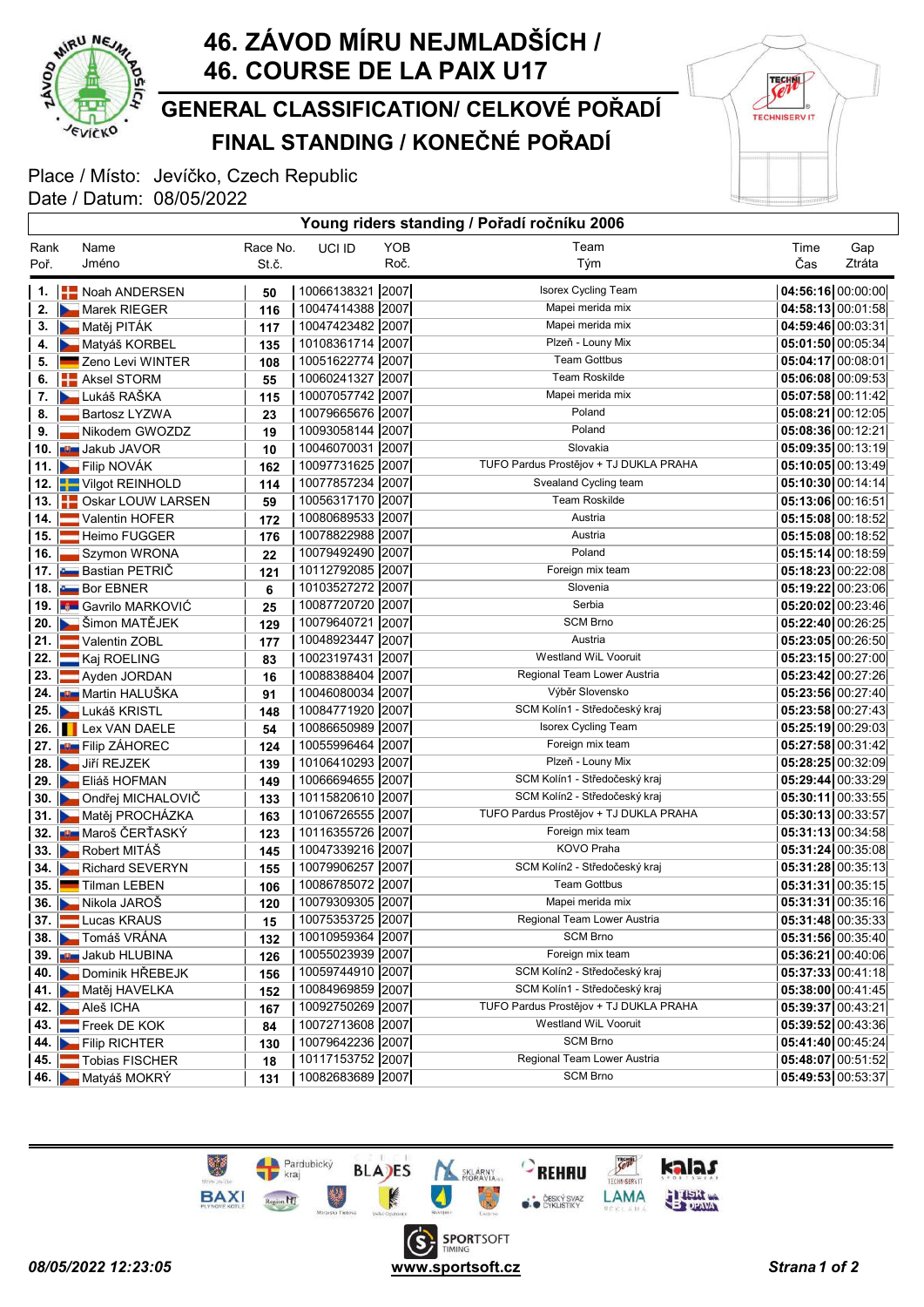# 46. ZÁVOD MÍRU NEJMLADŠÍCH / 46. COURSE DE LA PAIX U17

## GENERAL CLASSIFICATION/ CELKOVÉ POŘADÍ

## FINAL STANDING / KONEČNÉ POŘADÍ

Place / Místo: Jevíčko, Czech Republic
Date / Datum: 08/05/2022

### Young riders standing / Pořadí ročníku 2006

| Rank Poř. | Name Jméno | Race No. St.č. | UCI ID | YOB Roč. | Team Tým | Time Čas | Gap Ztráta |
|---|---|---|---|---|---|---|---|
| 1. | Noah ANDERSEN | 50 | 10066138321 | 2007 | Isorex Cycling Team | 04:56:16 | 00:00:00 |
| 2. | Marek RIEGER | 116 | 10047414388 | 2007 | Mapei merida mix | 04:58:13 | 00:01:58 |
| 3. | Matěj PITÁK | 117 | 10047423482 | 2007 | Mapei merida mix | 04:59:46 | 00:03:31 |
| 4. | Matyáš KORBEL | 135 | 10108361714 | 2007 | Plzeň - Louny Mix | 05:01:50 | 00:05:34 |
| 5. | Zeno Levi WINTER | 108 | 10051622774 | 2007 | Team Gottbus | 05:04:17 | 00:08:01 |
| 6. | Aksel STORM | 55 | 10060241327 | 2007 | Team Roskilde | 05:06:08 | 00:09:53 |
| 7. | Lukáš RAŠKA | 115 | 10007057742 | 2007 | Mapei merida mix | 05:07:58 | 00:11:42 |
| 8. | Bartosz LYZWA | 23 | 10079665676 | 2007 | Poland | 05:08:21 | 00:12:05 |
| 9. | Nikodem GWOZDZ | 19 | 10093058144 | 2007 | Poland | 05:08:36 | 00:12:21 |
| 10. | Jakub JAVOR | 10 | 10046070031 | 2007 | Slovakia | 05:09:35 | 00:13:19 |
| 11. | Filip NOVÁK | 162 | 10097731625 | 2007 | TUFO Pardus Prostějov + TJ DUKLA PRAHA | 05:10:05 | 00:13:49 |
| 12. | Vilgot REINHOLD | 114 | 10077857234 | 2007 | Svealand Cycling team | 05:10:30 | 00:14:14 |
| 13. | Oskar LOUW LARSEN | 59 | 10056317170 | 2007 | Team Roskilde | 05:13:06 | 00:16:51 |
| 14. | Valentin HOFER | 172 | 10080689533 | 2007 | Austria | 05:15:08 | 00:18:52 |
| 15. | Heimo FUGGER | 176 | 10078822988 | 2007 | Austria | 05:15:08 | 00:18:52 |
| 16. | Szymon WRONA | 22 | 10079492490 | 2007 | Poland | 05:15:14 | 00:18:59 |
| 17. | Bastian PETRIČ | 121 | 10112792085 | 2007 | Foreign mix team | 05:18:23 | 00:22:08 |
| 18. | Bor EBNER | 6 | 10103527272 | 2007 | Slovenia | 05:19:22 | 00:23:06 |
| 19. | Gavrilo MARKOVIĆ | 25 | 10087720720 | 2007 | Serbia | 05:20:02 | 00:23:46 |
| 20. | Šimon MATĚJEK | 129 | 10079640721 | 2007 | SCM Brno | 05:22:40 | 00:26:25 |
| 21. | Valentin ZOBL | 177 | 10048923447 | 2007 | Austria | 05:23:05 | 00:26:50 |
| 22. | Kaj ROELING | 83 | 10023197431 | 2007 | Westland WiL Vooruit | 05:23:15 | 00:27:00 |
| 23. | Ayden JORDAN | 16 | 10088388404 | 2007 | Regional Team Lower Austria | 05:23:42 | 00:27:26 |
| 24. | Martin HALUŠKA | 91 | 10046080034 | 2007 | Výběr Slovensko | 05:23:56 | 00:27:40 |
| 25. | Lukáš KRISTL | 148 | 10084771920 | 2007 | SCM Kolín1 - Středočeský kraj | 05:23:58 | 00:27:43 |
| 26. | Lex VAN DAELE | 54 | 10086650989 | 2007 | Isorex Cycling Team | 05:25:19 | 00:29:03 |
| 27. | Filip ZÁHOREC | 124 | 10055996464 | 2007 | Foreign mix team | 05:27:58 | 00:31:42 |
| 28. | Jiří REJZEK | 139 | 10106410293 | 2007 | Plzeň - Louny Mix | 05:28:25 | 00:32:09 |
| 29. | Eliáš HOFMAN | 149 | 10066694655 | 2007 | SCM Kolín1 - Středočeský kraj | 05:29:44 | 00:33:29 |
| 30. | Ondřej MICHALOVIČ | 133 | 10115820610 | 2007 | SCM Kolín2 - Středočeský kraj | 05:30:11 | 00:33:55 |
| 31. | Matěj PROCHÁZKA | 163 | 10106726555 | 2007 | TUFO Pardus Prostějov + TJ DUKLA PRAHA | 05:30:13 | 00:33:57 |
| 32. | Maroš ČERŤASKÝ | 123 | 10116355726 | 2007 | Foreign mix team | 05:31:13 | 00:34:58 |
| 33. | Robert MITÁŠ | 145 | 10047339216 | 2007 | KOVO Praha | 05:31:24 | 00:35:08 |
| 34. | Richard SEVERYN | 155 | 10079906257 | 2007 | SCM Kolín2 - Středočeský kraj | 05:31:28 | 00:35:13 |
| 35. | Tilman LEBEN | 106 | 10086785072 | 2007 | Team Gottbus | 05:31:31 | 00:35:15 |
| 36. | Nikola JAROŠ | 120 | 10079309305 | 2007 | Mapei merida mix | 05:31:31 | 00:35:16 |
| 37. | Lucas KRAUS | 15 | 10075353725 | 2007 | Regional Team Lower Austria | 05:31:48 | 00:35:33 |
| 38. | Tomáš VRÁNA | 132 | 10010959364 | 2007 | SCM Brno | 05:31:56 | 00:35:40 |
| 39. | Jakub HLUBINA | 126 | 10055023939 | 2007 | Foreign mix team | 05:36:21 | 00:40:06 |
| 40. | Dominik HŘEBEJK | 156 | 10059744910 | 2007 | SCM Kolín2 - Středočeský kraj | 05:37:33 | 00:41:18 |
| 41. | Matěj HAVELKA | 152 | 10084969859 | 2007 | SCM Kolín1 - Středočeský kraj | 05:38:00 | 00:41:45 |
| 42. | Aleš ICHA | 167 | 10092750269 | 2007 | TUFO Pardus Prostějov + TJ DUKLA PRAHA | 05:39:37 | 00:43:21 |
| 43. | Freek DE KOK | 84 | 10072713608 | 2007 | Westland WiL Vooruit | 05:39:52 | 00:43:36 |
| 44. | Filip RICHTER | 130 | 10079642236 | 2007 | SCM Brno | 05:41:40 | 00:45:24 |
| 45. | Tobias FISCHER | 18 | 10117153752 | 2007 | Regional Team Lower Austria | 05:48:07 | 00:51:52 |
| 46. | Matyáš MOKRÝ | 131 | 10082683689 | 2007 | SCM Brno | 05:49:53 | 00:53:37 |

*08/05/2022 12:23:05* **www.sportsoft.cz**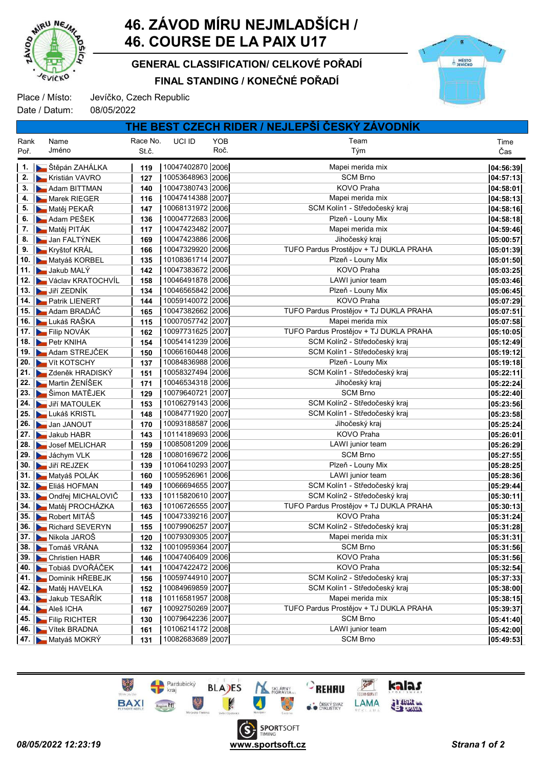# 46. ZÁVOD MÍRU NEJMLADŠÍCH / 46. COURSE DE LA PAIX U17

## GENERAL CLASSIFICATION/ CELKOVÉ POŘADÍ

## FINAL STANDING / KONEČNÉ POŘADÍ

Place / Místo: Jevíčko, Czech Republic
Date / Datum: 08/05/2022

### THE BEST CZECH RIDER / NEJLEPŠÍ ČESKÝ ZÁVODNÍK

| Rank Poř. | Name Jméno | Race No. St.č. | UCI ID | YOB Roč. | Team Tým | Time Čas |
|---|---|---|---|---|---|---|
| 1. | Štěpán ZAHÁLKA | 119 | 10047402870 | 2006 | Mapei merida mix | 04:56:39 |
| 2. | Kristián VAVRO | 127 | 10053648963 | 2006 | SCM Brno | 04:57:13 |
| 3. | Adam BITTMAN | 140 | 10047380743 | 2006 | KOVO Praha | 04:58:01 |
| 4. | Marek RIEGER | 116 | 10047414388 | 2007 | Mapei merida mix | 04:58:13 |
| 5. | Matěj PEKAŘ | 147 | 10068131972 | 2006 | SCM Kolín1 - Středočeský kraj | 04:58:16 |
| 6. | Adam PEŠEK | 136 | 10004772683 | 2006 | Plzeň - Louny Mix | 04:58:18 |
| 7. | Matěj PITÁK | 117 | 10047423482 | 2007 | Mapei merida mix | 04:59:46 |
| 8. | Jan FALTÝNEK | 169 | 10047423886 | 2006 | Jihočeský kraj | 05:00:57 |
| 9. | Kryštof KRÁL | 166 | 10047329920 | 2006 | TUFO Pardus Prostějov + TJ DUKLA PRAHA | 05:01:39 |
| 10. | Matyáš KORBEL | 135 | 10108361714 | 2007 | Plzeň - Louny Mix | 05:01:50 |
| 11. | Jakub MALÝ | 142 | 10047383672 | 2006 | KOVO Praha | 05:03:25 |
| 12. | Václav KRATOCHVÍL | 158 | 10046491878 | 2006 | LAWI junior team | 05:03:46 |
| 13. | Jiří ZEDNÍK | 134 | 10046565842 | 2006 | Plzeň - Louny Mix | 05:06:45 |
| 14. | Patrik LIENERT | 144 | 10059140072 | 2006 | KOVO Praha | 05:07:29 |
| 15. | Adam BRADÁČ | 165 | 10047382662 | 2006 | TUFO Pardus Prostějov + TJ DUKLA PRAHA | 05:07:51 |
| 16. | Lukáš RAŠKA | 115 | 10007057742 | 2007 | Mapei merida mix | 05:07:58 |
| 17. | Filip NOVÁK | 162 | 10097731625 | 2007 | TUFO Pardus Prostějov + TJ DUKLA PRAHA | 05:10:05 |
| 18. | Petr KNIHA | 154 | 10054141239 | 2006 | SCM Kolín2 - Středočeský kraj | 05:12:49 |
| 19. | Adam STREJČEK | 150 | 10066160448 | 2006 | SCM Kolín1 - Středočeský kraj | 05:19:12 |
| 20. | Vít KOTSCHY | 137 | 10084836988 | 2006 | Plzeň - Louny Mix | 05:19:18 |
| 21. | Zdeněk HRADISKÝ | 151 | 10058327494 | 2006 | SCM Kolín1 - Středočeský kraj | 05:22:11 |
| 22. | Martin ŽENÍŠEK | 171 | 10046534318 | 2006 | Jihočeský kraj | 05:22:24 |
| 23. | Šimon MATĚJEK | 129 | 10079640721 | 2007 | SCM Brno | 05:22:40 |
| 24. | Jiří MATOULEK | 153 | 10106279143 | 2006 | SCM Kolín2 - Středočeský kraj | 05:23:56 |
| 25. | Lukáš KRISTL | 148 | 10084771920 | 2007 | SCM Kolín1 - Středočeský kraj | 05:23:58 |
| 26. | Jan JANOUT | 170 | 10093188587 | 2006 | Jihočeský kraj | 05:25:24 |
| 27. | Jakub HABR | 143 | 10114189693 | 2006 | KOVO Praha | 05:26:01 |
| 28. | Josef MELICHAR | 159 | 10085081209 | 2006 | LAWI junior team | 05:26:29 |
| 29. | Jáchym VLK | 128 | 10080169672 | 2006 | SCM Brno | 05:27:55 |
| 30. | Jiří REJZEK | 139 | 10106410293 | 2007 | Plzeň - Louny Mix | 05:28:25 |
| 31. | Matyáš POLÁK | 160 | 10059526961 | 2006 | LAWI junior team | 05:28:36 |
| 32. | Eliáš HOFMAN | 149 | 10066694655 | 2007 | SCM Kolín1 - Středočeský kraj | 05:29:44 |
| 33. | Ondřej MICHALOVIČ | 133 | 10115820610 | 2007 | SCM Kolín2 - Středočeský kraj | 05:30:11 |
| 34. | Matěj PROCHÁZKA | 163 | 10106726555 | 2007 | TUFO Pardus Prostějov + TJ DUKLA PRAHA | 05:30:13 |
| 35. | Robert MITÁŠ | 145 | 10047339216 | 2007 | KOVO Praha | 05:31:24 |
| 36. | Richard SEVERYN | 155 | 10079906257 | 2007 | SCM Kolín2 - Středočeský kraj | 05:31:28 |
| 37. | Nikola JAROŠ | 120 | 10079309305 | 2007 | Mapei merida mix | 05:31:31 |
| 38. | Tomáš VRÁNA | 132 | 10010959364 | 2007 | SCM Brno | 05:31:56 |
| 39. | Christien HABR | 146 | 10047406409 | 2006 | KOVO Praha | 05:31:56 |
| 40. | Tobiáš DVOŘÁČEK | 141 | 10047422472 | 2006 | KOVO Praha | 05:32:54 |
| 41. | Dominik HŘEBEJK | 156 | 10059744910 | 2007 | SCM Kolín2 - Středočeský kraj | 05:37:33 |
| 42. | Matěj HAVELKA | 152 | 10084969859 | 2007 | SCM Kolín1 - Středočeský kraj | 05:38:00 |
| 43. | Jakub TESAŘÍK | 118 | 10116581957 | 2008 | Mapei merida mix | 05:38:15 |
| 44. | Aleš ICHA | 167 | 10092750269 | 2007 | TUFO Pardus Prostějov + TJ DUKLA PRAHA | 05:39:37 |
| 45. | Filip RICHTER | 130 | 10079642236 | 2007 | SCM Brno | 05:41:40 |
| 46. | Vítek BRADNA | 161 | 10106214172 | 2008 | LAWI junior team | 05:42:00 |
| 47. | Matyáš MOKRÝ | 131 | 10082683689 | 2007 | SCM Brno | 05:49:53 |

*08/05/2022 12:23:19* **www.sportsoft.cz**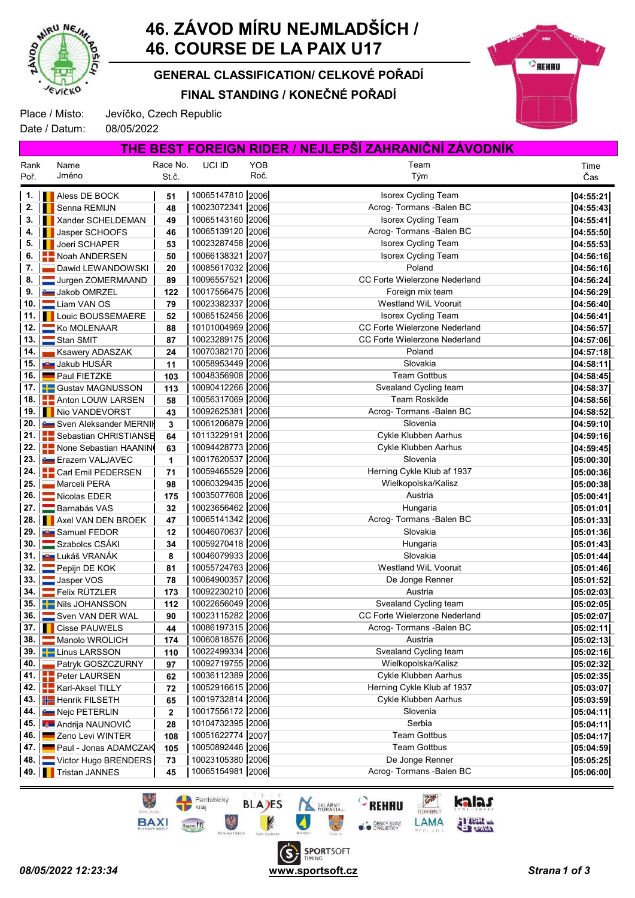# 46. ZÁVOD MÍRU NEJMLADŠÍCH / 46. COURSE DE LA PAIX U17

## GENERAL CLASSIFICATION/ CELKOVÉ POŘADÍ

## FINAL STANDING / KONEČNÉ POŘADÍ

Place / Místo: Jevíčko, Czech Republic
Date / Datum: 08/05/2022

### THE BEST FOREIGN RIDER / NEJLEPŠÍ ZAHRANIČNÍ ZÁVODNÍK

| Rank Poř. | Name Jméno | Race No. St.č. | UCI ID | YOB Roč. | Team Tým | Time Čas |
|---|---|---|---|---|---|---|
| 1. | Aless DE BOCK | 51 | 10065147810 | 2006 | Isorex Cycling Team | 04:55:21 |
| 2. | Senna REMIJN | 48 | 10023072341 | 2006 | Acrog- Tormans -Balen BC | 04:55:43 |
| 3. | Xander SCHELDEMAN | 49 | 10065143160 | 2006 | Isorex Cycling Team | 04:55:41 |
| 4. | Jasper SCHOOFS | 46 | 10065139120 | 2006 | Acrog- Tormans -Balen BC | 04:55:50 |
| 5. | Joeri SCHAPER | 53 | 10023287458 | 2006 | Isorex Cycling Team | 04:55:53 |
| 6. | Noah ANDERSEN | 50 | 10066138321 | 2007 | Isorex Cycling Team | 04:56:16 |
| 7. | Dawid LEWANDOWSKI | 20 | 10085617032 | 2006 | Poland | 04:56:16 |
| 8. | Jurgen ZOMERMAAND | 89 | 10096557521 | 2006 | CC Forte Wielerzone Nederland | 04:56:24 |
| 9. | Jakob OMRZEL | 122 | 10017556475 | 2006 | Foreign mix team | 04:56:29 |
| 10. | Liam VAN OS | 79 | 10023382337 | 2006 | Westland WiL Vooruit | 04:56:40 |
| 11. | Louic BOUSSEMAERE | 52 | 10065152456 | 2006 | Isorex Cycling Team | 04:56:41 |
| 12. | Ko MOLENAAR | 88 | 10101004969 | 2006 | CC Forte Wielerzone Nederland | 04:56:57 |
| 13. | Stan SMIT | 87 | 10023289175 | 2006 | CC Forte Wielerzone Nederland | 04:57:06 |
| 14. | Ksawery ADASZAK | 24 | 10070382170 | 2006 | Poland | 04:57:18 |
| 15. | Jakub HUSÁR | 11 | 10058953449 | 2006 | Slovakia | 04:58:11 |
| 16. | Paul FIETZKE | 103 | 10048356908 | 2006 | Team Gottbus | 04:58:45 |
| 17. | Gustav MAGNUSSON | 113 | 10090412266 | 2006 | Svealand Cycling team | 04:58:37 |
| 18. | Anton LOUW LARSEN | 58 | 10056317069 | 2006 | Team Roskilde | 04:58:56 |
| 19. | Nio VANDEVORST | 43 | 10092625381 | 2006 | Acrog- Tormans -Balen BC | 04:58:52 |
| 20. | Sven Aleksander MERNIK | 3 | 10061206879 | 2006 | Slovenia | 04:59:10 |
| 21. | Sebastian CHRISTIANSE | 64 | 10113229191 | 2006 | Cykle Klubben Aarhus | 04:59:16 |
| 22. | None Sebastian HAANIN | 63 | 10094428773 | 2006 | Cykle Klubben Aarhus | 04:59:45 |
| 23. | Erazem VALJAVEC | 1 | 10017620537 | 2006 | Slovenia | 05:00:30 |
| 24. | Carl Emil PEDERSEN | 71 | 10059465529 | 2006 | Herning Cykle Klub af 1937 | 05:00:36 |
| 25. | Marceli PERA | 98 | 10060329435 | 2006 | Wielkopolska/Kalisz | 05:00:38 |
| 26. | Nicolas EDER | 175 | 10035077608 | 2006 | Austria | 05:00:41 |
| 27. | Barnabás VAS | 32 | 10023656462 | 2006 | Hungaria | 05:01:01 |
| 28. | Axel VAN DEN BROEK | 47 | 10065141342 | 2006 | Acrog- Tormans -Balen BC | 05:01:33 |
| 29. | Samuel FEDOR | 12 | 10046070637 | 2006 | Slovakia | 05:01:36 |
| 30. | Szabolcs CSÁKI | 34 | 10059270418 | 2006 | Hungaria | 05:01:43 |
| 31. | Lukáš VRANÁK | 8 | 10046079933 | 2006 | Slovakia | 05:01:44 |
| 32. | Pepijn DE KOK | 81 | 10055724763 | 2006 | Westland WiL Vooruit | 05:01:46 |
| 33. | Jasper VOS | 78 | 10064900357 | 2006 | De Jonge Renner | 05:01:52 |
| 34. | Felix RÜTZLER | 173 | 10092230210 | 2006 | Austria | 05:02:03 |
| 35. | Nils JOHANSSON | 112 | 10022656049 | 2006 | Svealand Cycling team | 05:02:05 |
| 36. | Sven VAN DER WAL | 90 | 10023115282 | 2006 | CC Forte Wielerzone Nederland | 05:02:07 |
| 37. | Cisse PAUWELS | 44 | 10086197315 | 2006 | Acrog- Tormans -Balen BC | 05:02:11 |
| 38. | Manolo WROLICH | 174 | 10060818576 | 2006 | Austria | 05:02:13 |
| 39. | Linus LARSSON | 110 | 10022499334 | 2006 | Svealand Cycling team | 05:02:16 |
| 40. | Patryk GOSZCZURNY | 97 | 10092719755 | 2006 | Wielkopolska/Kalisz | 05:02:32 |
| 41. | Peter LAURSEN | 62 | 10036112389 | 2006 | Cykle Klubben Aarhus | 05:02:35 |
| 42. | Karl-Aksel TILLY | 72 | 10052916615 | 2006 | Herning Cykle Klub af 1937 | 05:03:07 |
| 43. | Henrik FILSETH | 65 | 10019732814 | 2006 | Cykle Klubben Aarhus | 05:03:59 |
| 44. | Nejc PETERLIN | 2 | 10017556172 | 2006 | Slovenia | 05:04:11 |
| 45. | Andrija NAUNOVIĆ | 28 | 10104732395 | 2006 | Serbia | 05:04:11 |
| 46. | Zeno Levi WINTER | 108 | 10051622774 | 2007 | Team Gottbus | 05:04:17 |
| 47. | Paul - Jonas ADAMCZAK | 105 | 10050892446 | 2006 | Team Gottbus | 05:04:59 |
| 48. | Victor Hugo BRENDERS | 73 | 10023105380 | 2006 | De Jonge Renner | 05:05:25 |
| 49. | Tristan JANNES | 45 | 10065154981 | 2006 | Acrog- Tormans -Balen BC | 05:06:00 |

08/05/2022 12:23:34 www.sportsoft.cz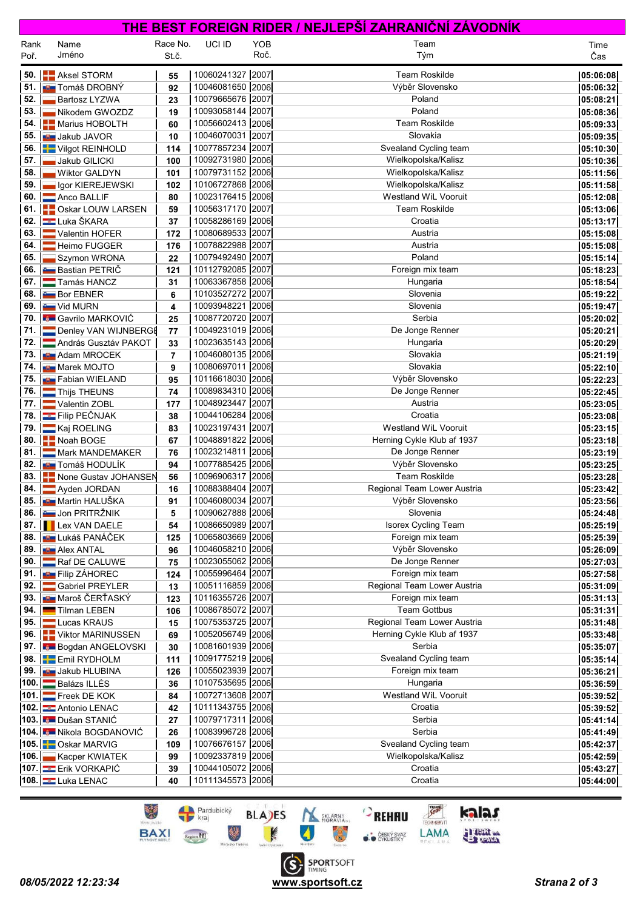# THE BEST FOREIGN RIDER / NEJLEPŠÍ ZAHRANIČNÍ ZÁVODNÍK

| Rank Poř. | Name Jméno | Race No. St.č. | UCI ID | YOB Roč. | Team Tým | Time Čas |
|---|---|---|---|---|---|---|
| 50. | Aksel STORM | 55 | 10060241327 | 2007 | Team Roskilde | 05:06:08 |
| 51. | Tomáš DROBNÝ | 92 | 10046081650 | 2006 | Výběr Slovensko | 05:06:32 |
| 52. | Bartosz LYZWA | 23 | 10079665676 | 2007 | Poland | 05:08:21 |
| 53. | Nikodem GWOZDZ | 19 | 10093058144 | 2007 | Poland | 05:08:36 |
| 54. | Marius HOBOLTH | 60 | 10056602413 | 2006 | Team Roskilde | 05:09:33 |
| 55. | Jakub JAVOR | 10 | 10046070031 | 2007 | Slovakia | 05:09:35 |
| 56. | Vilgot REINHOLD | 114 | 10077857234 | 2007 | Svealand Cycling team | 05:10:30 |
| 57. | Jakub GILICKI | 100 | 10092731980 | 2006 | Wielkopolska/Kalisz | 05:10:36 |
| 58. | Wiktor GALDYN | 101 | 10079731152 | 2006 | Wielkopolska/Kalisz | 05:11:56 |
| 59. | Igor KIEREJEWSKI | 102 | 10106727868 | 2006 | Wielkopolska/Kalisz | 05:11:58 |
| 60. | Anco BALLIF | 80 | 10023176415 | 2006 | Westland WiL Vooruit | 05:12:08 |
| 61. | Oskar LOUW LARSEN | 59 | 10056317170 | 2007 | Team Roskilde | 05:13:06 |
| 62. | Luka ŠKARA | 37 | 10058286169 | 2006 | Croatia | 05:13:17 |
| 63. | Valentin HOFER | 172 | 10080689533 | 2007 | Austria | 05:15:08 |
| 64. | Heimo FUGGER | 176 | 10078822988 | 2007 | Austria | 05:15:08 |
| 65. | Szymon WRONA | 22 | 10079492490 | 2007 | Poland | 05:15:14 |
| 66. | Bastian PETRIČ | 121 | 10112792085 | 2007 | Foreign mix team | 05:18:23 |
| 67. | Tamás HANCZ | 31 | 10063367858 | 2006 | Hungaria | 05:18:54 |
| 68. | Bor EBNER | 6 | 10103527272 | 2007 | Slovenia | 05:19:22 |
| 69. | Vid MURN | 4 | 10093948221 | 2006 | Slovenia | 05:19:47 |
| 70. | Gavrilo MARKOVIĆ | 25 | 10087720720 | 2007 | Serbia | 05:20:02 |
| 71. | Denley VAN WIJNBERGE | 77 | 10049231019 | 2006 | De Jonge Renner | 05:20:21 |
| 72. | András Gusztáv PAKOT | 33 | 10023635143 | 2006 | Hungaria | 05:20:29 |
| 73. | Adam MROCEK | 7 | 10046080135 | 2006 | Slovakia | 05:21:19 |
| 74. | Marek MOJTO | 9 | 10080697011 | 2006 | Slovakia | 05:22:10 |
| 75. | Fabian WIELAND | 95 | 10116618030 | 2006 | Výběr Slovensko | 05:22:23 |
| 76. | Thijs THEUNS | 74 | 10089834310 | 2006 | De Jonge Renner | 05:22:45 |
| 77. | Valentin ZOBL | 177 | 10048923447 | 2007 | Austria | 05:23:05 |
| 78. | Filip PEČNJAK | 38 | 10044106284 | 2006 | Croatia | 05:23:08 |
| 79. | Kaj ROELING | 83 | 10023197431 | 2007 | Westland WiL Vooruit | 05:23:15 |
| 80. | Noah BOGE | 67 | 10048891822 | 2006 | Herning Cykle Klub af 1937 | 05:23:18 |
| 81. | Mark MANDEMAKER | 76 | 10023214811 | 2006 | De Jonge Renner | 05:23:19 |
| 82. | Tomáš HODULÍK | 94 | 10077885425 | 2006 | Výběr Slovensko | 05:23:25 |
| 83. | None Gustav JOHANSEN | 56 | 10096906317 | 2006 | Team Roskilde | 05:23:28 |
| 84. | Ayden JORDAN | 16 | 10088388404 | 2007 | Regional Team Lower Austria | 05:23:42 |
| 85. | Martin HALUŠKA | 91 | 10046080034 | 2007 | Výběr Slovensko | 05:23:56 |
| 86. | Jon PRITRŽNIK | 5 | 10090627888 | 2006 | Slovenia | 05:24:48 |
| 87. | Lex VAN DAELE | 54 | 10086650989 | 2007 | Isorex Cycling Team | 05:25:19 |
| 88. | Lukáš PANÁČEK | 125 | 10065803669 | 2006 | Foreign mix team | 05:25:39 |
| 89. | Alex ANTAL | 96 | 10046058210 | 2006 | Výběr Slovensko | 05:26:09 |
| 90. | Raf DE CALUWE | 75 | 10023055062 | 2006 | De Jonge Renner | 05:27:03 |
| 91. | Filip ZÁHOREC | 124 | 10055996464 | 2007 | Foreign mix team | 05:27:58 |
| 92. | Gabriel PREYLER | 13 | 10051116859 | 2006 | Regional Team Lower Austria | 05:31:09 |
| 93. | Maroš ČERŤASKÝ | 123 | 10116355726 | 2007 | Foreign mix team | 05:31:13 |
| 94. | Tilman LEBEN | 106 | 10086785072 | 2007 | Team Gottbus | 05:31:31 |
| 95. | Lucas KRAUS | 15 | 10075353725 | 2007 | Regional Team Lower Austria | 05:31:48 |
| 96. | Viktor MARINUSSEN | 69 | 10052056749 | 2006 | Herning Cykle Klub af 1937 | 05:33:48 |
| 97. | Bogdan ANGELOVSKI | 30 | 10081601939 | 2006 | Serbia | 05:35:07 |
| 98. | Emil RYDHOLM | 111 | 10091775219 | 2006 | Svealand Cycling team | 05:35:14 |
| 99. | Jakub HLUBINA | 126 | 10055023939 | 2007 | Foreign mix team | 05:36:21 |
| 100. | Balázs ILLÉS | 36 | 10107535695 | 2006 | Hungaria | 05:36:59 |
| 101. | Freek DE KOK | 84 | 10072713608 | 2007 | Westland WiL Vooruit | 05:39:52 |
| 102. | Antonio LENAC | 42 | 10111343755 | 2006 | Croatia | 05:39:52 |
| 103. | Dušan STANIĆ | 27 | 10079717311 | 2006 | Serbia | 05:41:14 |
| 104. | Nikola BOGDANOVIĆ | 26 | 10083996728 | 2006 | Serbia | 05:41:49 |
| 105. | Oskar MARVIG | 109 | 10076676157 | 2006 | Svealand Cycling team | 05:42:37 |
| 106. | Kacper KWIATEK | 99 | 10092337819 | 2006 | Wielkopolska/Kalisz | 05:42:59 |
| 107. | Erik VORKAPIĆ | 39 | 10044105072 | 2006 | Croatia | 05:43:27 |
| 108. | Luka LENAC | 40 | 10111345573 | 2006 | Croatia | 05:44:00 |

*08/05/2022 12:23:34* www.sportsoft.cz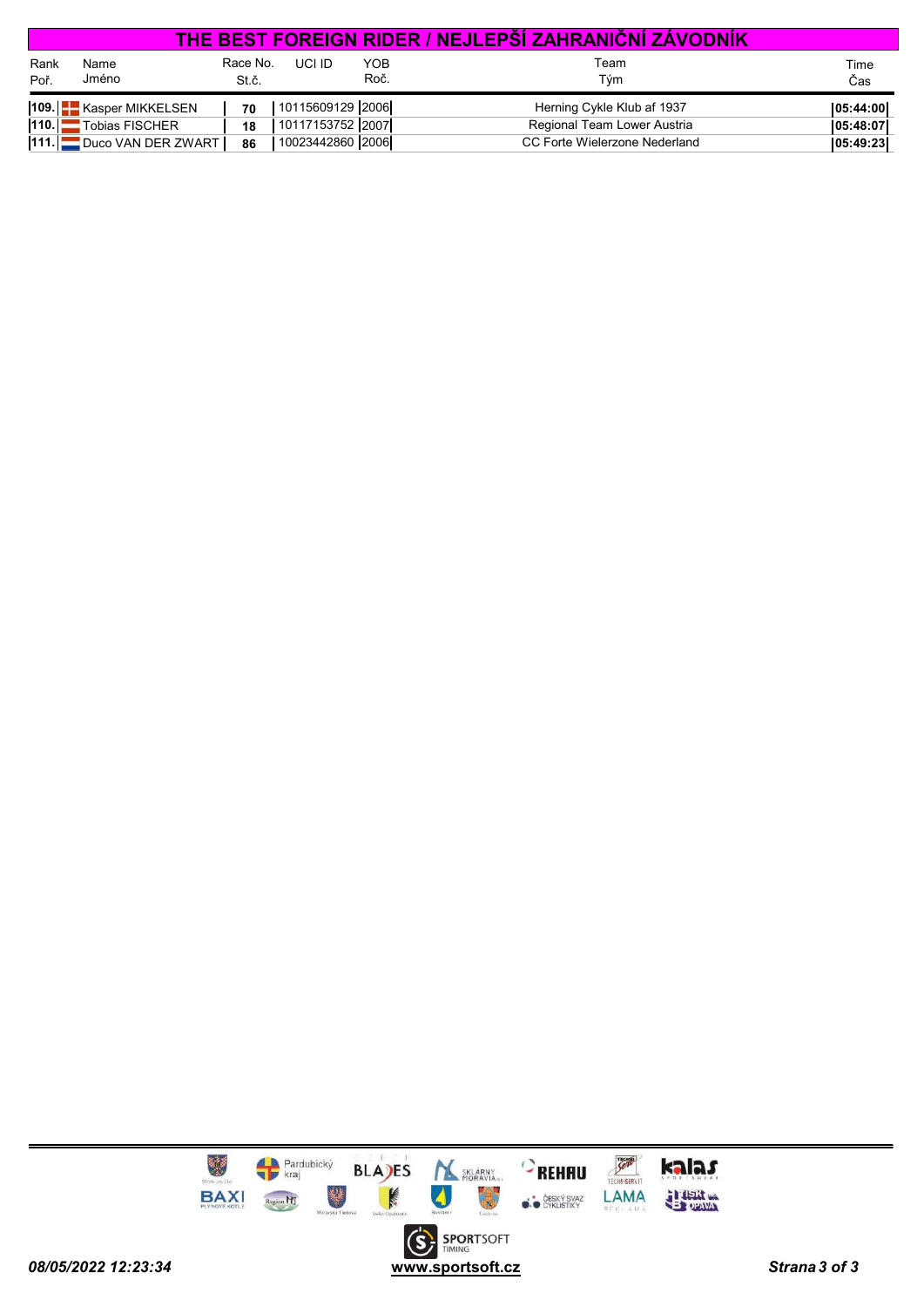# THE BEST FOREIGN RIDER / NEJLEPŠÍ ZAHRANIČNÍ ZÁVODNÍK

| Rank<br>Poř. | Name<br>Jméno | Race No.<br>St.č. | UCI ID | YOB<br>Roč. | Team<br>Tým | Time<br>Čas |
|---|---|---|---|---|---|---|
| 109. | Kasper MIKKELSEN | 70 | 10115609129 | 2006 | Herning Cykle Klub af 1937 | 05:44:00 |
| 110. | Tobias FISCHER | 18 | 10117153752 | 2007 | Regional Team Lower Austria | 05:48:07 |
| 111. | Duco VAN DER ZWART | 86 | 10023442860 | 2006 | CC Forte Wielerzone Nederland | 05:49:23 |

08/05/2022 12:23:34

www.sportsoft.cz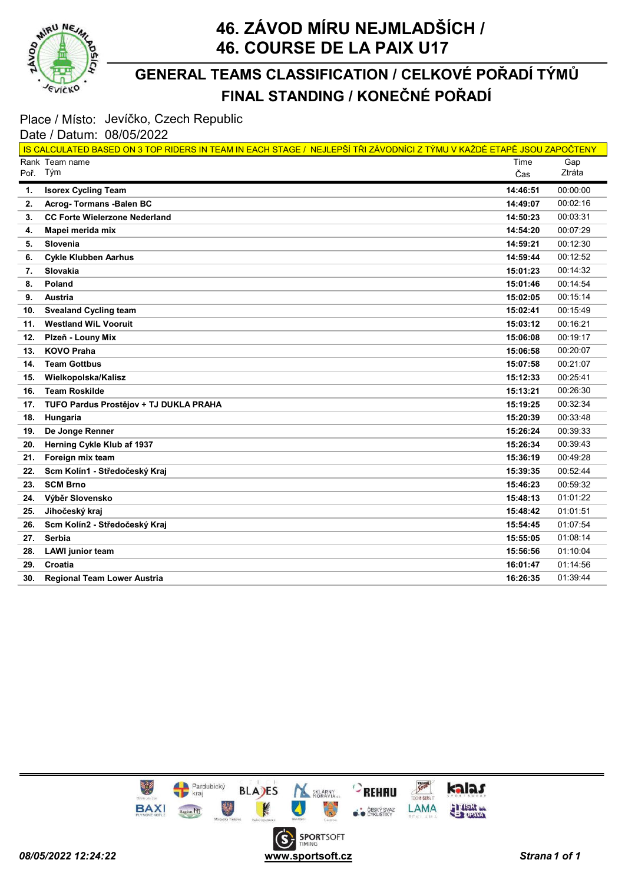# 46. ZÁVOD MÍRU NEJMLADŠÍCH / 46. COURSE DE LA PAIX U17

## GENERAL TEAMS CLASSIFICATION / CELKOVÉ POŘADÍ TÝMŮ
## FINAL STANDING / KONEČNÉ POŘADÍ

Place / Místo: Jevíčko, Czech Republic
Date / Datum: 08/05/2022

IS CALCULATED BASED ON 3 TOP RIDERS IN TEAM IN EACH STAGE / NEJLEPŠÍ TŘI ZÁVODNÍCI Z TÝMU V KAŽDÉ ETAPĚ JSOU ZAPOČTENY

| Rank Poř. | Team name Tým | Time Čas | Gap Ztráta |
|---|---|---|---|
| 1. | **Isorex Cycling Team** | **14:46:51** | 00:00:00 |
| 2. | **Acrog- Tormans -Balen BC** | **14:49:07** | 00:02:16 |
| 3. | **CC Forte Wielerzone Nederland** | **14:50:23** | 00:03:31 |
| 4. | **Mapei merida mix** | **14:54:20** | 00:07:29 |
| 5. | **Slovenia** | **14:59:21** | 00:12:30 |
| 6. | **Cykle Klubben Aarhus** | **14:59:44** | 00:12:52 |
| 7. | **Slovakia** | **15:01:23** | 00:14:32 |
| 8. | **Poland** | **15:01:46** | 00:14:54 |
| 9. | **Austria** | **15:02:05** | 00:15:14 |
| 10. | **Svealand Cycling team** | **15:02:41** | 00:15:49 |
| 11. | **Westland WiL Vooruit** | **15:03:12** | 00:16:21 |
| 12. | **Plzeň - Louny Mix** | **15:06:08** | 00:19:17 |
| 13. | **KOVO Praha** | **15:06:58** | 00:20:07 |
| 14. | **Team Gottbus** | **15:07:58** | 00:21:07 |
| 15. | **Wielkopolska/Kalisz** | **15:12:33** | 00:25:41 |
| 16. | **Team Roskilde** | **15:13:21** | 00:26:30 |
| 17. | **TUFO Pardus Prostějov + TJ DUKLA PRAHA** | **15:19:25** | 00:32:34 |
| 18. | **Hungaria** | **15:20:39** | 00:33:48 |
| 19. | **De Jonge Renner** | **15:26:24** | 00:39:33 |
| 20. | **Herning Cykle Klub af 1937** | **15:26:34** | 00:39:43 |
| 21. | **Foreign mix team** | **15:36:19** | 00:49:28 |
| 22. | **Scm Kolín1 - Středočeský Kraj** | **15:39:35** | 00:52:44 |
| 23. | **SCM Brno** | **15:46:23** | 00:59:32 |
| 24. | **Výběr Slovensko** | **15:48:13** | 01:01:22 |
| 25. | **Jihočeský kraj** | **15:48:42** | 01:01:51 |
| 26. | **Scm Kolín2 - Středočeský Kraj** | **15:54:45** | 01:07:54 |
| 27. | **Serbia** | **15:55:05** | 01:08:14 |
| 28. | **LAWI junior team** | **15:56:56** | 01:10:04 |
| 29. | **Croatia** | **16:01:47** | 01:14:56 |
| 30. | **Regional Team Lower Austria** | **16:26:35** | 01:39:44 |

*08/05/2022 12:24:22* www.sportsoft.cz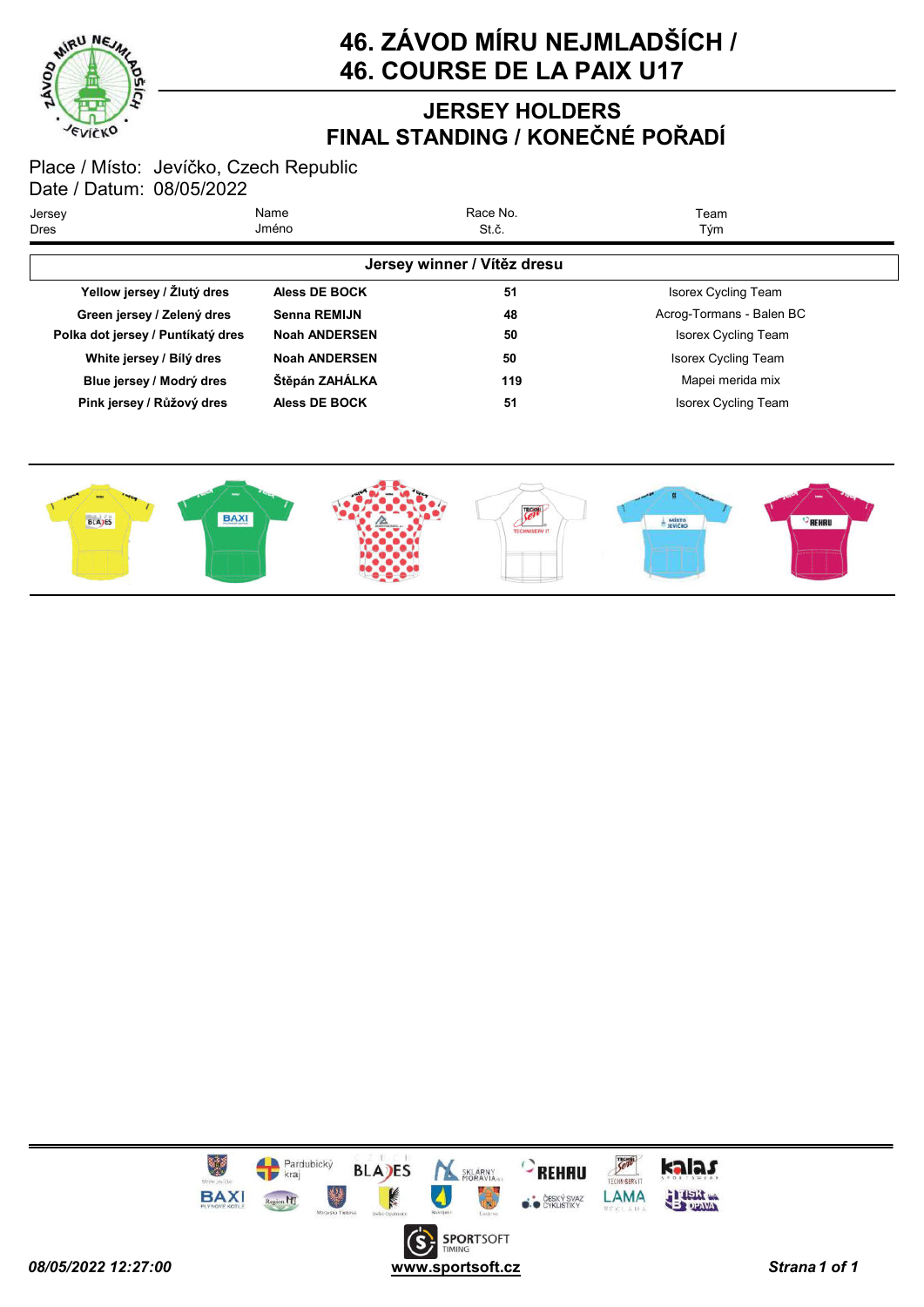# 46. ZÁVOD MÍRU NEJMLADŠÍCH / 46. COURSE DE LA PAIX U17

## JERSEY HOLDERS
## FINAL STANDING / KONEČNÉ POŘADÍ

Place / Místo: Jevíčko, Czech Republic
Date / Datum: 08/05/2022

| Jersey<br>Dres | Name<br>Jméno | Race No.<br>St.č. | Team<br>Tým |
|---|---|---|---|
| **Jersey winner / Vítěz dresu** | | | |
| **Yellow jersey / Žlutý dres** | **Aless DE BOCK** | **51** | Isorex Cycling Team |
| **Green jersey / Zelený dres** | **Senna REMIJN** | **48** | Acrog-Tormans - Balen BC |
| **Polka dot jersey / Puntíkatý dres** | **Noah ANDERSEN** | **50** | Isorex Cycling Team |
| **White jersey / Bílý dres** | **Noah ANDERSEN** | **50** | Isorex Cycling Team |
| **Blue jersey / Modrý dres** | **Štěpán ZAHÁLKA** | **119** | Mapei merida mix |
| **Pink jersey / Růžový dres** | **Aless DE BOCK** | **51** | Isorex Cycling Team |

*08/05/2022 12:27:00* www.sportsoft.cz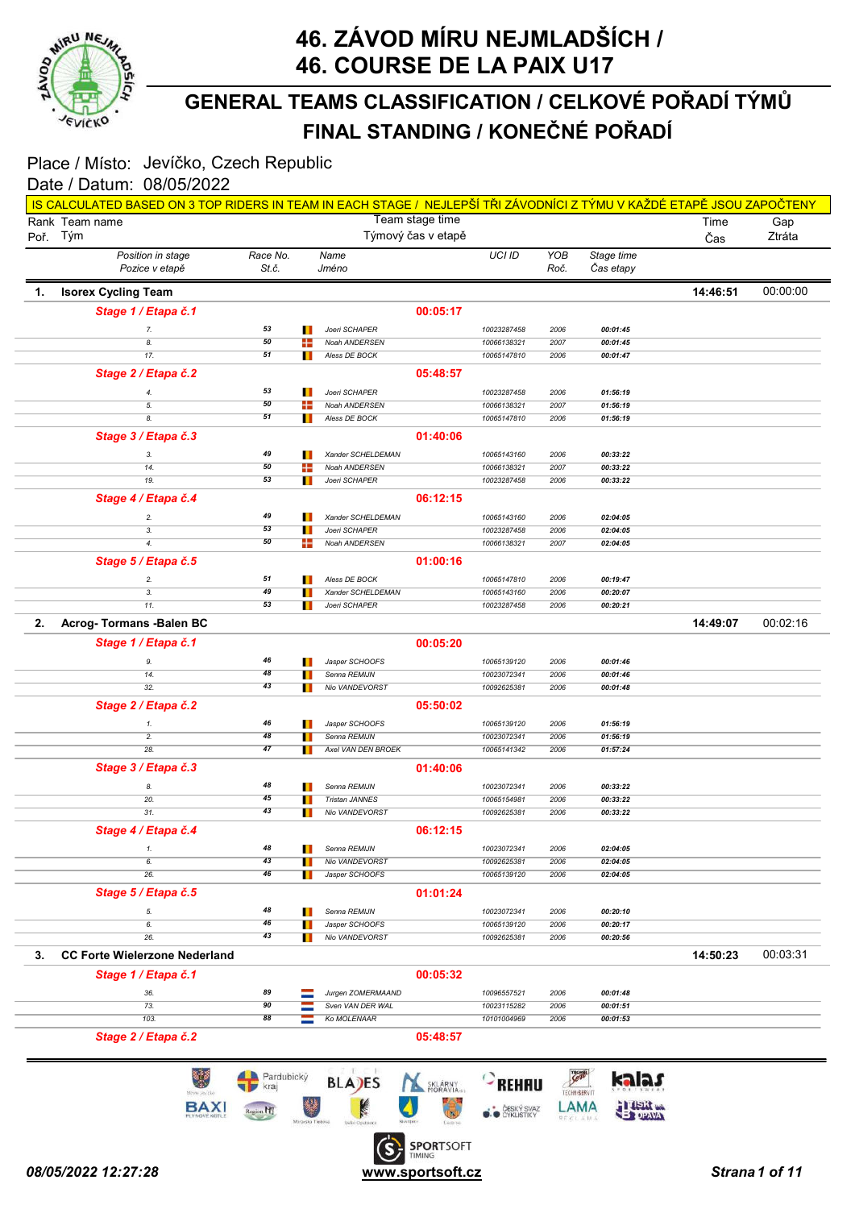# 46. ZÁVOD MÍRU NEJMLADŠÍCH / 46. COURSE DE LA PAIX U17

## GENERAL TEAMS CLASSIFICATION / CELKOVÉ POŘADÍ TÝMŮ
## FINAL STANDING / KONEČNÉ POŘADÍ

Place / Místo: Jevíčko, Czech Republic
Date / Datum: 08/05/2022

IS CALCULATED BASED ON 3 TOP RIDERS IN TEAM IN EACH STAGE / NEJLEPŠÍ TŘI ZÁVODNÍCI Z TÝMU V KAŽDÉ ETAPĚ JSOU ZAPOČTENY

| Rank / Poř. | Team name / Tým | Position in stage / Pozice v etapě | Race No. / St.č. | Name / Jméno | UCI ID | YOB / Roč. | Stage time / Čas etapy | Team stage time / Týmový čas v etapě | Time / Čas | Gap / Ztráta |
|---|---|---|---|---|---|---|---|---|---|---|
| **1.** | **Isorex Cycling Team** | | | | | | | | **14:46:51** | 00:00:00 |
| | *Stage 1 / Etapa č.1* | | | | | | | **00:05:17** | | |
| | | 7. | 53 | Joeri SCHAPER | 10023287458 | 2006 | 00:01:45 | | | |
| | | 8. | 50 | Noah ANDERSEN | 10066138321 | 2007 | 00:01:45 | | | |
| | | 17. | 51 | Aless DE BOCK | 10065147810 | 2006 | 00:01:47 | | | |
| | *Stage 2 / Etapa č.2* | | | | | | | **05:48:57** | | |
| | | 4. | 53 | Joeri SCHAPER | 10023287458 | 2006 | 01:56:19 | | | |
| | | 5. | 50 | Noah ANDERSEN | 10066138321 | 2007 | 01:56:19 | | | |
| | | 8. | 51 | Aless DE BOCK | 10065147810 | 2006 | 01:56:19 | | | |
| | *Stage 3 / Etapa č.3* | | | | | | | **01:40:06** | | |
| | | 3. | 49 | Xander SCHELDEMAN | 10065143160 | 2006 | 00:33:22 | | | |
| | | 14. | 50 | Noah ANDERSEN | 10066138321 | 2007 | 00:33:22 | | | |
| | | 19. | 53 | Joeri SCHAPER | 10023287458 | 2006 | 00:33:22 | | | |
| | *Stage 4 / Etapa č.4* | | | | | | | **06:12:15** | | |
| | | 2. | 49 | Xander SCHELDEMAN | 10065143160 | 2006 | 02:04:05 | | | |
| | | 3. | 53 | Joeri SCHAPER | 10023287458 | 2006 | 02:04:05 | | | |
| | | 4. | 50 | Noah ANDERSEN | 10066138321 | 2007 | 02:04:05 | | | |
| | *Stage 5 / Etapa č.5* | | | | | | | **01:00:16** | | |
| | | 2. | 51 | Aless DE BOCK | 10065147810 | 2006 | 00:19:47 | | | |
| | | 3. | 49 | Xander SCHELDEMAN | 10065143160 | 2006 | 00:20:07 | | | |
| | | 11. | 53 | Joeri SCHAPER | 10023287458 | 2006 | 00:20:21 | | | |
| **2.** | **Acrog- Tormans -Balen BC** | | | | | | | | **14:49:07** | 00:02:16 |
| | *Stage 1 / Etapa č.1* | | | | | | | **00:05:20** | | |
| | | 9. | 46 | Jasper SCHOOFS | 10065139120 | 2006 | 00:01:46 | | | |
| | | 14. | 48 | Senna REMIJN | 10023072341 | 2006 | 00:01:46 | | | |
| | | 32. | 43 | Nio VANDEVORST | 10092625381 | 2006 | 00:01:48 | | | |
| | *Stage 2 / Etapa č.2* | | | | | | | **05:50:02** | | |
| | | 1. | 46 | Jasper SCHOOFS | 10065139120 | 2006 | 01:56:19 | | | |
| | | 2. | 48 | Senna REMIJN | 10023072341 | 2006 | 01:56:19 | | | |
| | | 28. | 47 | Axel VAN DEN BROEK | 10065141342 | 2006 | 01:57:24 | | | |
| | *Stage 3 / Etapa č.3* | | | | | | | **01:40:06** | | |
| | | 8. | 48 | Senna REMIJN | 10023072341 | 2006 | 00:33:22 | | | |
| | | 20. | 45 | Tristan JANNES | 10065154981 | 2006 | 00:33:22 | | | |
| | | 31. | 43 | Nio VANDEVORST | 10092625381 | 2006 | 00:33:22 | | | |
| | *Stage 4 / Etapa č.4* | | | | | | | **06:12:15** | | |
| | | 1. | 48 | Senna REMIJN | 10023072341 | 2006 | 02:04:05 | | | |
| | | 6. | 43 | Nio VANDEVORST | 10092625381 | 2006 | 02:04:05 | | | |
| | | 26. | 46 | Jasper SCHOOFS | 10065139120 | 2006 | 02:04:05 | | | |
| | *Stage 5 / Etapa č.5* | | | | | | | **01:01:24** | | |
| | | 5. | 48 | Senna REMIJN | 10023072341 | 2006 | 00:20:10 | | | |
| | | 6. | 46 | Jasper SCHOOFS | 10065139120 | 2006 | 00:20:17 | | | |
| | | 26. | 43 | Nio VANDEVORST | 10092625381 | 2006 | 00:20:56 | | | |
| **3.** | **CC Forte Wielerzone Nederland** | | | | | | | | **14:50:23** | 00:03:31 |
| | *Stage 1 / Etapa č.1* | | | | | | | **00:05:32** | | |
| | | 36. | 89 | Jurgen ZOMERMAAND | 10096557521 | 2006 | 00:01:48 | | | |
| | | 73. | 90 | Sven VAN DER WAL | 10023115282 | 2006 | 00:01:51 | | | |
| | | 103. | 88 | Ko MOLENAAR | 10101004969 | 2006 | 00:01:53 | | | |
| | *Stage 2 / Etapa č.2* | | | | | | | **05:48:57** | | |

08/05/2022 12:27:28 — www.sportsoft.cz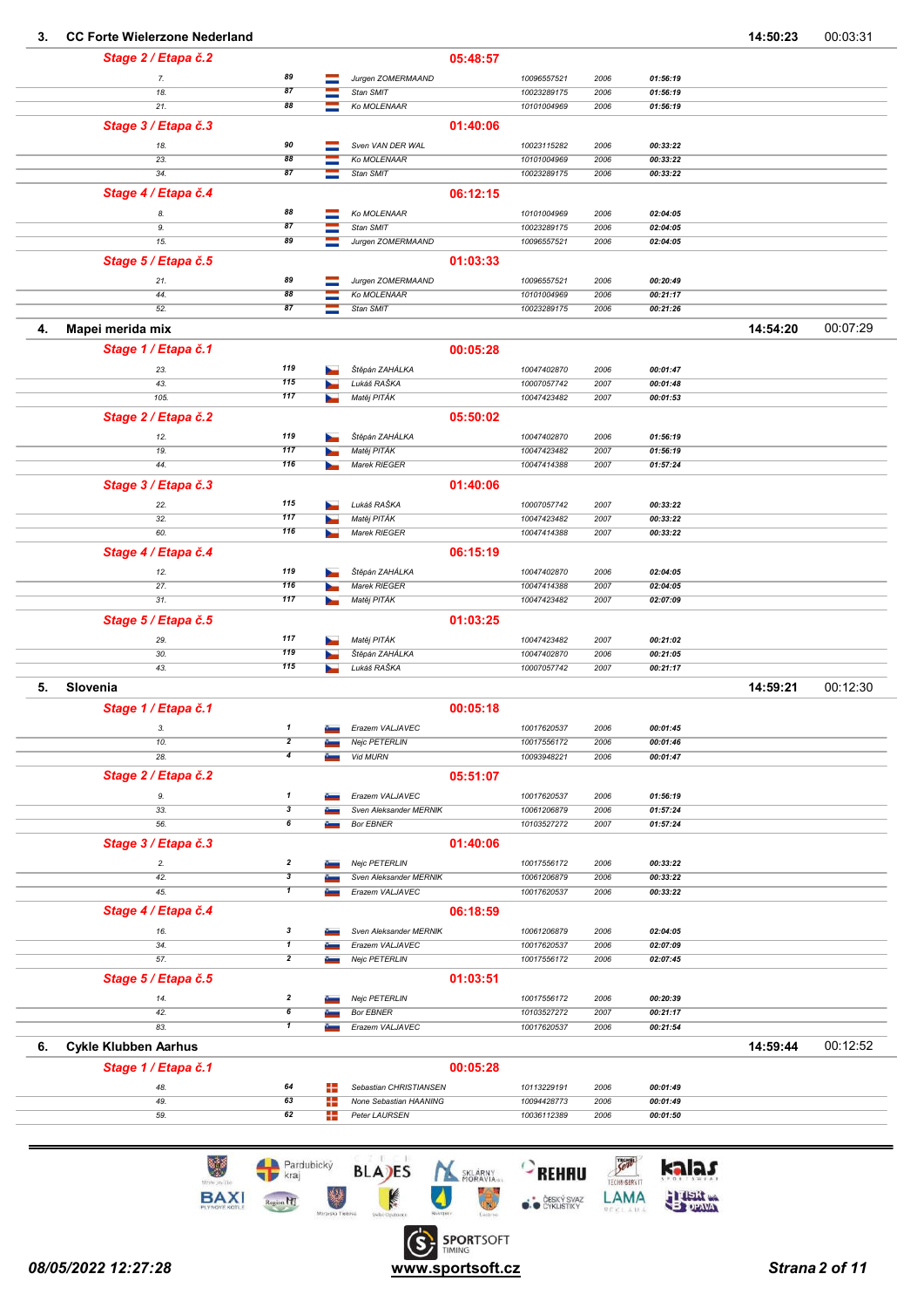## 3. CC Forte Wielerzone Nederland — 14:50:23 — 00:03:31

**Stage 2 / Etapa č.2** — 05:48:57

| Pos. | No. | Name | UCI ID | Year | Time |
|---|---|---|---|---|---|
| 7. | 89 | Jurgen ZOMERMAAND | 10096557521 | 2006 | 01:56:19 |
| 18. | 87 | Stan SMIT | 10023289175 | 2006 | 01:56:19 |
| 21. | 88 | Ko MOLENAAR | 10101004969 | 2006 | 01:56:19 |

**Stage 3 / Etapa č.3** — 01:40:06

| Pos. | No. | Name | UCI ID | Year | Time |
|---|---|---|---|---|---|
| 18. | 90 | Sven VAN DER WAL | 10023115282 | 2006 | 00:33:22 |
| 23. | 88 | Ko MOLENAAR | 10101004969 | 2006 | 00:33:22 |
| 34. | 87 | Stan SMIT | 10023289175 | 2006 | 00:33:22 |

**Stage 4 / Etapa č.4** — 06:12:15

| Pos. | No. | Name | UCI ID | Year | Time |
|---|---|---|---|---|---|
| 8. | 88 | Ko MOLENAAR | 10101004969 | 2006 | 02:04:05 |
| 9. | 87 | Stan SMIT | 10023289175 | 2006 | 02:04:05 |
| 15. | 89 | Jurgen ZOMERMAAND | 10096557521 | 2006 | 02:04:05 |

**Stage 5 / Etapa č.5** — 01:03:33

| Pos. | No. | Name | UCI ID | Year | Time |
|---|---|---|---|---|---|
| 21. | 89 | Jurgen ZOMERMAAND | 10096557521 | 2006 | 00:20:49 |
| 44. | 88 | Ko MOLENAAR | 10101004969 | 2006 | 00:21:17 |
| 52. | 87 | Stan SMIT | 10023289175 | 2006 | 00:21:26 |

## 4. Mapei merida mix — 14:54:20 — 00:07:29

**Stage 1 / Etapa č.1** — 00:05:28

| Pos. | No. | Name | UCI ID | Year | Time |
|---|---|---|---|---|---|
| 23. | 119 | Štěpán ZAHÁLKA | 10047402870 | 2006 | 00:01:47 |
| 43. | 115 | Lukáš RAŠKA | 10007057742 | 2007 | 00:01:48 |
| 105. | 117 | Matěj PITÁK | 10047423482 | 2007 | 00:01:53 |

**Stage 2 / Etapa č.2** — 05:50:02

| Pos. | No. | Name | UCI ID | Year | Time |
|---|---|---|---|---|---|
| 12. | 119 | Štěpán ZAHÁLKA | 10047402870 | 2006 | 01:56:19 |
| 19. | 117 | Matěj PITÁK | 10047423482 | 2007 | 01:56:19 |
| 44. | 116 | Marek RIEGER | 10047414388 | 2007 | 01:57:24 |

**Stage 3 / Etapa č.3** — 01:40:06

| Pos. | No. | Name | UCI ID | Year | Time |
|---|---|---|---|---|---|
| 22. | 115 | Lukáš RAŠKA | 10007057742 | 2007 | 00:33:22 |
| 32. | 117 | Matěj PITÁK | 10047423482 | 2007 | 00:33:22 |
| 60. | 116 | Marek RIEGER | 10047414388 | 2007 | 00:33:22 |

**Stage 4 / Etapa č.4** — 06:15:19

| Pos. | No. | Name | UCI ID | Year | Time |
|---|---|---|---|---|---|
| 12. | 119 | Štěpán ZAHÁLKA | 10047402870 | 2006 | 02:04:05 |
| 27. | 116 | Marek RIEGER | 10047414388 | 2007 | 02:04:05 |
| 31. | 117 | Matěj PITÁK | 10047423482 | 2007 | 02:07:09 |

**Stage 5 / Etapa č.5** — 01:03:25

| Pos. | No. | Name | UCI ID | Year | Time |
|---|---|---|---|---|---|
| 29. | 117 | Matěj PITÁK | 10047423482 | 2007 | 00:21:02 |
| 30. | 119 | Štěpán ZAHÁLKA | 10047402870 | 2006 | 00:21:05 |
| 43. | 115 | Lukáš RAŠKA | 10007057742 | 2007 | 00:21:17 |

## 5. Slovenia — 14:59:21 — 00:12:30

**Stage 1 / Etapa č.1** — 00:05:18

| Pos. | No. | Name | UCI ID | Year | Time |
|---|---|---|---|---|---|
| 3. | 1 | Erazem VALJAVEC | 10017620537 | 2006 | 00:01:45 |
| 10. | 2 | Nejc PETERLIN | 10017556172 | 2006 | 00:01:46 |
| 28. | 4 | Vid MURN | 10093948221 | 2006 | 00:01:47 |

**Stage 2 / Etapa č.2** — 05:51:07

| Pos. | No. | Name | UCI ID | Year | Time |
|---|---|---|---|---|---|
| 9. | 1 | Erazem VALJAVEC | 10017620537 | 2006 | 01:56:19 |
| 33. | 3 | Sven Aleksander MERNIK | 10061206879 | 2006 | 01:57:24 |
| 56. | 6 | Bor EBNER | 10103527272 | 2007 | 01:57:24 |

**Stage 3 / Etapa č.3** — 01:40:06

| Pos. | No. | Name | UCI ID | Year | Time |
|---|---|---|---|---|---|
| 2. | 2 | Nejc PETERLIN | 10017556172 | 2006 | 00:33:22 |
| 42. | 3 | Sven Aleksander MERNIK | 10061206879 | 2006 | 00:33:22 |
| 45. | 1 | Erazem VALJAVEC | 10017620537 | 2006 | 00:33:22 |

**Stage 4 / Etapa č.4** — 06:18:59

| Pos. | No. | Name | UCI ID | Year | Time |
|---|---|---|---|---|---|
| 16. | 3 | Sven Aleksander MERNIK | 10061206879 | 2006 | 02:04:05 |
| 34. | 1 | Erazem VALJAVEC | 10017620537 | 2006 | 02:07:09 |
| 57. | 2 | Nejc PETERLIN | 10017556172 | 2006 | 02:07:45 |

**Stage 5 / Etapa č.5** — 01:03:51

| Pos. | No. | Name | UCI ID | Year | Time |
|---|---|---|---|---|---|
| 14. | 2 | Nejc PETERLIN | 10017556172 | 2006 | 00:20:39 |
| 42. | 6 | Bor EBNER | 10103527272 | 2007 | 00:21:17 |
| 83. | 1 | Erazem VALJAVEC | 10017620537 | 2006 | 00:21:54 |

## 6. Cykle Klubben Aarhus — 14:59:44 — 00:12:52

**Stage 1 / Etapa č.1** — 00:05:28

| Pos. | No. | Name | UCI ID | Year | Time |
|---|---|---|---|---|---|
| 48. | 64 | Sebastian CHRISTIANSEN | 10113229191 | 2006 | 00:01:49 |
| 49. | 63 | None Sebastian HAANING | 10094428773 | 2006 | 00:01:49 |
| 59. | 62 | Peter LAURSEN | 10036112389 | 2006 | 00:01:50 |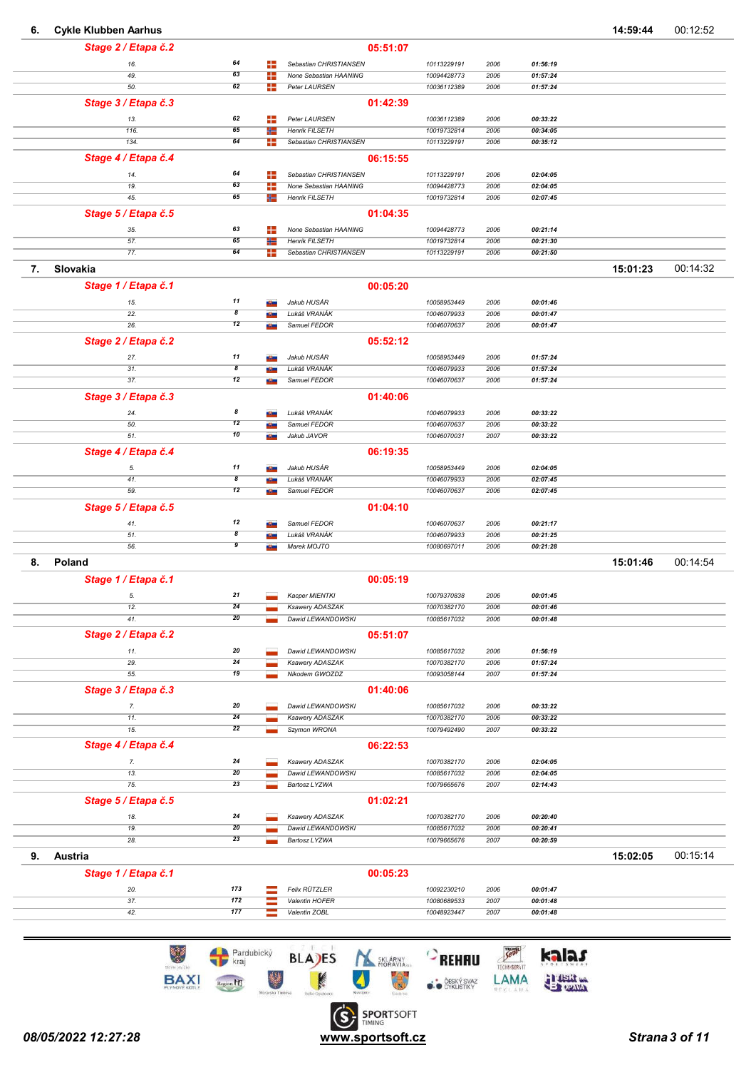## 6. Cykle Klubben Aarhus — 14:59:44 — 00:12:52

**Stage 2 / Etapa č.2** — 05:51:07

| Rank | No. | Name | UCI ID | Year | Time |
|---|---|---|---|---|---|
| 16. | 64 | Sebastian CHRISTIANSEN | 10113229191 | 2006 | 01:56:19 |
| 49. | 63 | None Sebastian HAANING | 10094428773 | 2006 | 01:57:24 |
| 50. | 62 | Peter LAURSEN | 10036112389 | 2006 | 01:57:24 |

**Stage 3 / Etapa č.3** — 01:42:39

| Rank | No. | Name | UCI ID | Year | Time |
|---|---|---|---|---|---|
| 13. | 62 | Peter LAURSEN | 10036112389 | 2006 | 00:33:22 |
| 116. | 65 | Henrik FILSETH | 10019732814 | 2006 | 00:34:05 |
| 134. | 64 | Sebastian CHRISTIANSEN | 10113229191 | 2006 | 00:35:12 |

**Stage 4 / Etapa č.4** — 06:15:55

| Rank | No. | Name | UCI ID | Year | Time |
|---|---|---|---|---|---|
| 14. | 64 | Sebastian CHRISTIANSEN | 10113229191 | 2006 | 02:04:05 |
| 19. | 63 | None Sebastian HAANING | 10094428773 | 2006 | 02:04:05 |
| 45. | 65 | Henrik FILSETH | 10019732814 | 2006 | 02:07:45 |

**Stage 5 / Etapa č.5** — 01:04:35

| Rank | No. | Name | UCI ID | Year | Time |
|---|---|---|---|---|---|
| 35. | 63 | None Sebastian HAANING | 10094428773 | 2006 | 00:21:14 |
| 57. | 65 | Henrik FILSETH | 10019732814 | 2006 | 00:21:30 |
| 77. | 64 | Sebastian CHRISTIANSEN | 10113229191 | 2006 | 00:21:50 |

## 7. Slovakia — 15:01:23 — 00:14:32

**Stage 1 / Etapa č.1** — 00:05:20

| Rank | No. | Name | UCI ID | Year | Time |
|---|---|---|---|---|---|
| 15. | 11 | Jakub HUSÁR | 10058953449 | 2006 | 00:01:46 |
| 22. | 8 | Lukáš VRANÁK | 10046079933 | 2006 | 00:01:47 |
| 26. | 12 | Samuel FEDOR | 10046070637 | 2006 | 00:01:47 |

**Stage 2 / Etapa č.2** — 05:52:12

| Rank | No. | Name | UCI ID | Year | Time |
|---|---|---|---|---|---|
| 27. | 11 | Jakub HUSÁR | 10058953449 | 2006 | 01:57:24 |
| 31. | 8 | Lukáš VRANÁK | 10046079933 | 2006 | 01:57:24 |
| 37. | 12 | Samuel FEDOR | 10046070637 | 2006 | 01:57:24 |

**Stage 3 / Etapa č.3** — 01:40:06

| Rank | No. | Name | UCI ID | Year | Time |
|---|---|---|---|---|---|
| 24. | 8 | Lukáš VRANÁK | 10046079933 | 2006 | 00:33:22 |
| 50. | 12 | Samuel FEDOR | 10046070637 | 2006 | 00:33:22 |
| 51. | 10 | Jakub JAVOR | 10046070031 | 2007 | 00:33:22 |

**Stage 4 / Etapa č.4** — 06:19:35

| Rank | No. | Name | UCI ID | Year | Time |
|---|---|---|---|---|---|
| 5. | 11 | Jakub HUSÁR | 10058953449 | 2006 | 02:04:05 |
| 41. | 8 | Lukáš VRANÁK | 10046079933 | 2006 | 02:07:45 |
| 59. | 12 | Samuel FEDOR | 10046070637 | 2006 | 02:07:45 |

**Stage 5 / Etapa č.5** — 01:04:10

| Rank | No. | Name | UCI ID | Year | Time |
|---|---|---|---|---|---|
| 41. | 12 | Samuel FEDOR | 10046070637 | 2006 | 00:21:17 |
| 51. | 8 | Lukáš VRANÁK | 10046079933 | 2006 | 00:21:25 |
| 56. | 9 | Marek MOJTO | 10080697011 | 2006 | 00:21:28 |

## 8. Poland — 15:01:46 — 00:14:54

**Stage 1 / Etapa č.1** — 00:05:19

| Rank | No. | Name | UCI ID | Year | Time |
|---|---|---|---|---|---|
| 5. | 21 | Kacper MIENTKI | 10079370838 | 2006 | 00:01:45 |
| 12. | 24 | Ksawery ADASZAK | 10070382170 | 2006 | 00:01:46 |
| 41. | 20 | Dawid LEWANDOWSKI | 10085617032 | 2006 | 00:01:48 |

**Stage 2 / Etapa č.2** — 05:51:07

| Rank | No. | Name | UCI ID | Year | Time |
|---|---|---|---|---|---|
| 11. | 20 | Dawid LEWANDOWSKI | 10085617032 | 2006 | 01:56:19 |
| 29. | 24 | Ksawery ADASZAK | 10070382170 | 2006 | 01:57:24 |
| 55. | 19 | Nikodem GWOZDZ | 10093058144 | 2007 | 01:57:24 |

**Stage 3 / Etapa č.3** — 01:40:06

| Rank | No. | Name | UCI ID | Year | Time |
|---|---|---|---|---|---|
| 7. | 20 | Dawid LEWANDOWSKI | 10085617032 | 2006 | 00:33:22 |
| 11. | 24 | Ksawery ADASZAK | 10070382170 | 2006 | 00:33:22 |
| 15. | 22 | Szymon WRONA | 10079492490 | 2007 | 00:33:22 |

**Stage 4 / Etapa č.4** — 06:22:53

| Rank | No. | Name | UCI ID | Year | Time |
|---|---|---|---|---|---|
| 7. | 24 | Ksawery ADASZAK | 10070382170 | 2006 | 02:04:05 |
| 13. | 20 | Dawid LEWANDOWSKI | 10085617032 | 2006 | 02:04:05 |
| 75. | 23 | Bartosz LYZWA | 10079665676 | 2007 | 02:14:43 |

**Stage 5 / Etapa č.5** — 01:02:21

| Rank | No. | Name | UCI ID | Year | Time |
|---|---|---|---|---|---|
| 18. | 24 | Ksawery ADASZAK | 10070382170 | 2006 | 00:20:40 |
| 19. | 20 | Dawid LEWANDOWSKI | 10085617032 | 2006 | 00:20:41 |
| 28. | 23 | Bartosz LYZWA | 10079665676 | 2007 | 00:20:59 |

## 9. Austria — 15:02:05 — 00:15:14

**Stage 1 / Etapa č.1** — 00:05:23

| Rank | No. | Name | UCI ID | Year | Time |
|---|---|---|---|---|---|
| 20. | 173 | Felix RÜTZLER | 10092230210 | 2006 | 00:01:47 |
| 37. | 172 | Valentin HOFER | 10080689533 | 2007 | 00:01:48 |
| 42. | 177 | Valentin ZOBL | 10048923447 | 2007 | 00:01:48 |

08/05/2022 12:27:28 — www.sportsoft.cz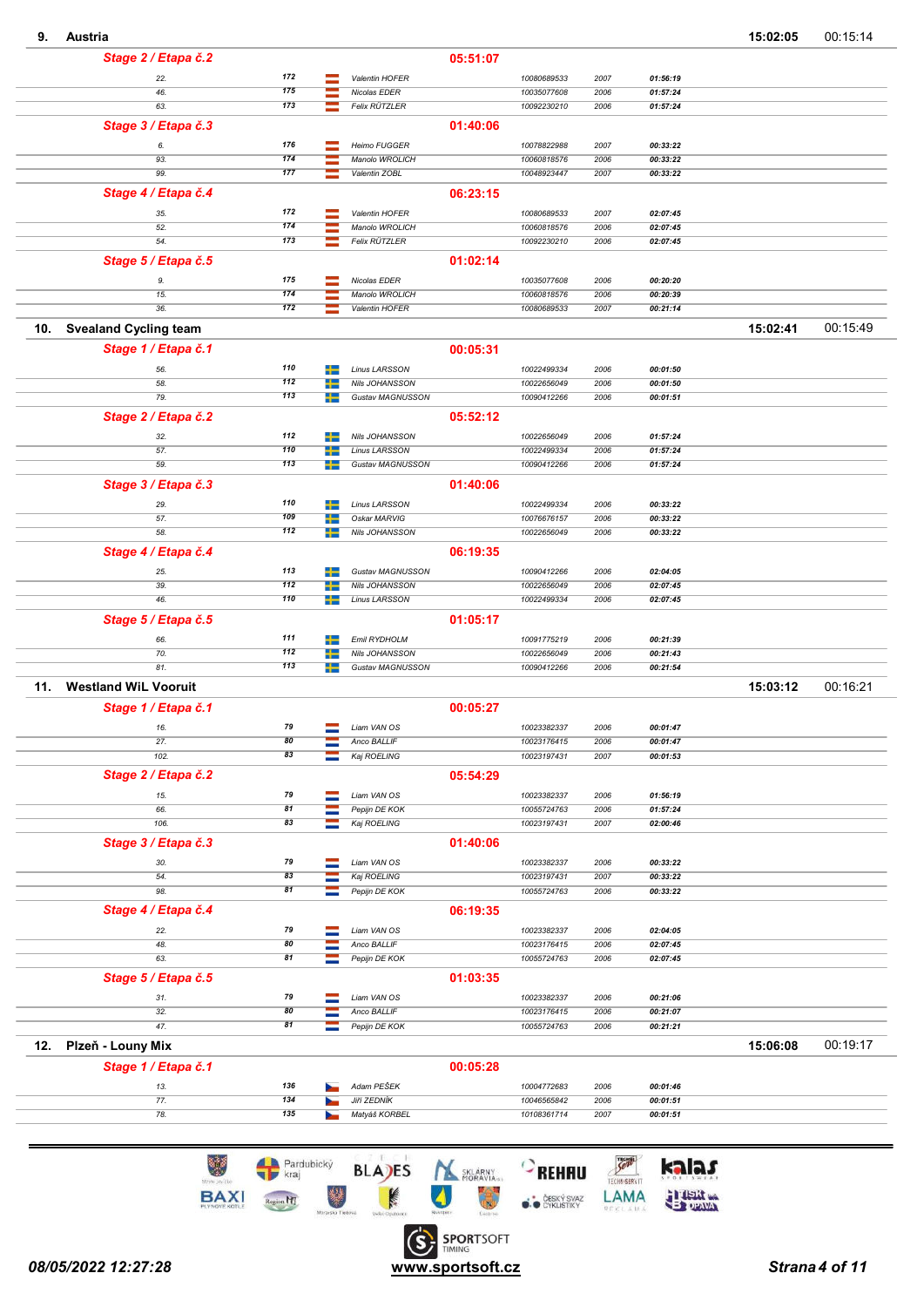## 9. Austria — 15:02:05 — 00:15:14

### Stage 2 / Etapa č.2 — 05:51:07

| Pos. | No. | Name | UCI ID | Year | Time |
|---|---|---|---|---|---|
| 22. | 172 | Valentin HOFER | 10080689533 | 2007 | 01:56:19 |
| 46. | 175 | Nicolas EDER | 10035077608 | 2006 | 01:57:24 |
| 63. | 173 | Felix RÜTZLER | 10092230210 | 2006 | 01:57:24 |

### Stage 3 / Etapa č.3 — 01:40:06

| Pos. | No. | Name | UCI ID | Year | Time |
|---|---|---|---|---|---|
| 6. | 176 | Heimo FUGGER | 10078822988 | 2007 | 00:33:22 |
| 93. | 174 | Manolo WROLICH | 10060818576 | 2006 | 00:33:22 |
| 99. | 177 | Valentin ZÖBL | 10048923447 | 2007 | 00:33:22 |

### Stage 4 / Etapa č.4 — 06:23:15

| Pos. | No. | Name | UCI ID | Year | Time |
|---|---|---|---|---|---|
| 35. | 172 | Valentin HOFER | 10080689533 | 2007 | 02:07:45 |
| 52. | 174 | Manolo WROLICH | 10060818576 | 2006 | 02:07:45 |
| 54. | 173 | Felix RÜTZLER | 10092230210 | 2006 | 02:07:45 |

### Stage 5 / Etapa č.5 — 01:02:14

| Pos. | No. | Name | UCI ID | Year | Time |
|---|---|---|---|---|---|
| 9. | 175 | Nicolas EDER | 10035077608 | 2006 | 00:20:20 |
| 15. | 174 | Manolo WROLICH | 10060818576 | 2006 | 00:20:39 |
| 36. | 172 | Valentin HOFER | 10080689533 | 2007 | 00:21:14 |

## 10. Svealand Cycling team — 15:02:41 — 00:15:49

### Stage 1 / Etapa č.1 — 00:05:31

| Pos. | No. | Name | UCI ID | Year | Time |
|---|---|---|---|---|---|
| 56. | 110 | Linus LARSSON | 10022499334 | 2006 | 00:01:50 |
| 58. | 112 | Nils JOHANSSON | 10022656049 | 2006 | 00:01:50 |
| 79. | 113 | Gustav MAGNUSSON | 10090412266 | 2006 | 00:01:51 |

### Stage 2 / Etapa č.2 — 05:52:12

| Pos. | No. | Name | UCI ID | Year | Time |
|---|---|---|---|---|---|
| 32. | 112 | Nils JOHANSSON | 10022656049 | 2006 | 01:57:24 |
| 57. | 110 | Linus LARSSON | 10022499334 | 2006 | 01:57:24 |
| 59. | 113 | Gustav MAGNUSSON | 10090412266 | 2006 | 01:57:24 |

### Stage 3 / Etapa č.3 — 01:40:06

| Pos. | No. | Name | UCI ID | Year | Time |
|---|---|---|---|---|---|
| 29. | 110 | Linus LARSSON | 10022499334 | 2006 | 00:33:22 |
| 57. | 109 | Oskar MARVIG | 10076676157 | 2006 | 00:33:22 |
| 58. | 112 | Nils JOHANSSON | 10022656049 | 2006 | 00:33:22 |

### Stage 4 / Etapa č.4 — 06:19:35

| Pos. | No. | Name | UCI ID | Year | Time |
|---|---|---|---|---|---|
| 25. | 113 | Gustav MAGNUSSON | 10090412266 | 2006 | 02:04:05 |
| 39. | 112 | Nils JOHANSSON | 10022656049 | 2006 | 02:07:45 |
| 46. | 110 | Linus LARSSON | 10022499334 | 2006 | 02:07:45 |

### Stage 5 / Etapa č.5 — 01:05:17

| Pos. | No. | Name | UCI ID | Year | Time |
|---|---|---|---|---|---|
| 66. | 111 | Emil RYDHOLM | 10091775219 | 2006 | 00:21:39 |
| 70. | 112 | Nils JOHANSSON | 10022656049 | 2006 | 00:21:43 |
| 81. | 113 | Gustav MAGNUSSON | 10090412266 | 2006 | 00:21:54 |

## 11. Westland WiL Vooruit — 15:03:12 — 00:16:21

### Stage 1 / Etapa č.1 — 00:05:27

| Pos. | No. | Name | UCI ID | Year | Time |
|---|---|---|---|---|---|
| 16. | 79 | Liam VAN OS | 10023382337 | 2006 | 00:01:47 |
| 27. | 80 | Anco BALLIF | 10023176415 | 2006 | 00:01:47 |
| 102. | 83 | Kaj ROELING | 10023197431 | 2007 | 00:01:53 |

### Stage 2 / Etapa č.2 — 05:54:29

| Pos. | No. | Name | UCI ID | Year | Time |
|---|---|---|---|---|---|
| 15. | 79 | Liam VAN OS | 10023382337 | 2006 | 01:56:19 |
| 66. | 81 | Pepijn DE KOK | 10055724763 | 2006 | 01:57:24 |
| 106. | 83 | Kaj ROELING | 10023197431 | 2007 | 02:00:46 |

### Stage 3 / Etapa č.3 — 01:40:06

| Pos. | No. | Name | UCI ID | Year | Time |
|---|---|---|---|---|---|
| 30. | 79 | Liam VAN OS | 10023382337 | 2006 | 00:33:22 |
| 54. | 83 | Kaj ROELING | 10023197431 | 2007 | 00:33:22 |
| 98. | 81 | Pepijn DE KOK | 10055724763 | 2006 | 00:33:22 |

### Stage 4 / Etapa č.4 — 06:19:35

| Pos. | No. | Name | UCI ID | Year | Time |
|---|---|---|---|---|---|
| 22. | 79 | Liam VAN OS | 10023382337 | 2006 | 02:04:05 |
| 48. | 80 | Anco BALLIF | 10023176415 | 2006 | 02:07:45 |
| 63. | 81 | Pepijn DE KOK | 10055724763 | 2006 | 02:07:45 |

### Stage 5 / Etapa č.5 — 01:03:35

| Pos. | No. | Name | UCI ID | Year | Time |
|---|---|---|---|---|---|
| 31. | 79 | Liam VAN OS | 10023382337 | 2006 | 00:21:06 |
| 32. | 80 | Anco BALLIF | 10023176415 | 2006 | 00:21:07 |
| 47. | 81 | Pepijn DE KOK | 10055724763 | 2006 | 00:21:21 |

## 12. Plzeň - Louny Mix — 15:06:08 — 00:19:17

### Stage 1 / Etapa č.1 — 00:05:28

| Pos. | No. | Name | UCI ID | Year | Time |
|---|---|---|---|---|---|
| 13. | 136 | Adam PEŠEK | 10004772683 | 2006 | 00:01:46 |
| 77. | 134 | Jiří ZEDNÍK | 10046565842 | 2006 | 00:01:51 |
| 78. | 135 | Matyáš KORBEL | 10108361714 | 2007 | 00:01:51 |

08/05/2022 12:27:28 — www.sportsoft.cz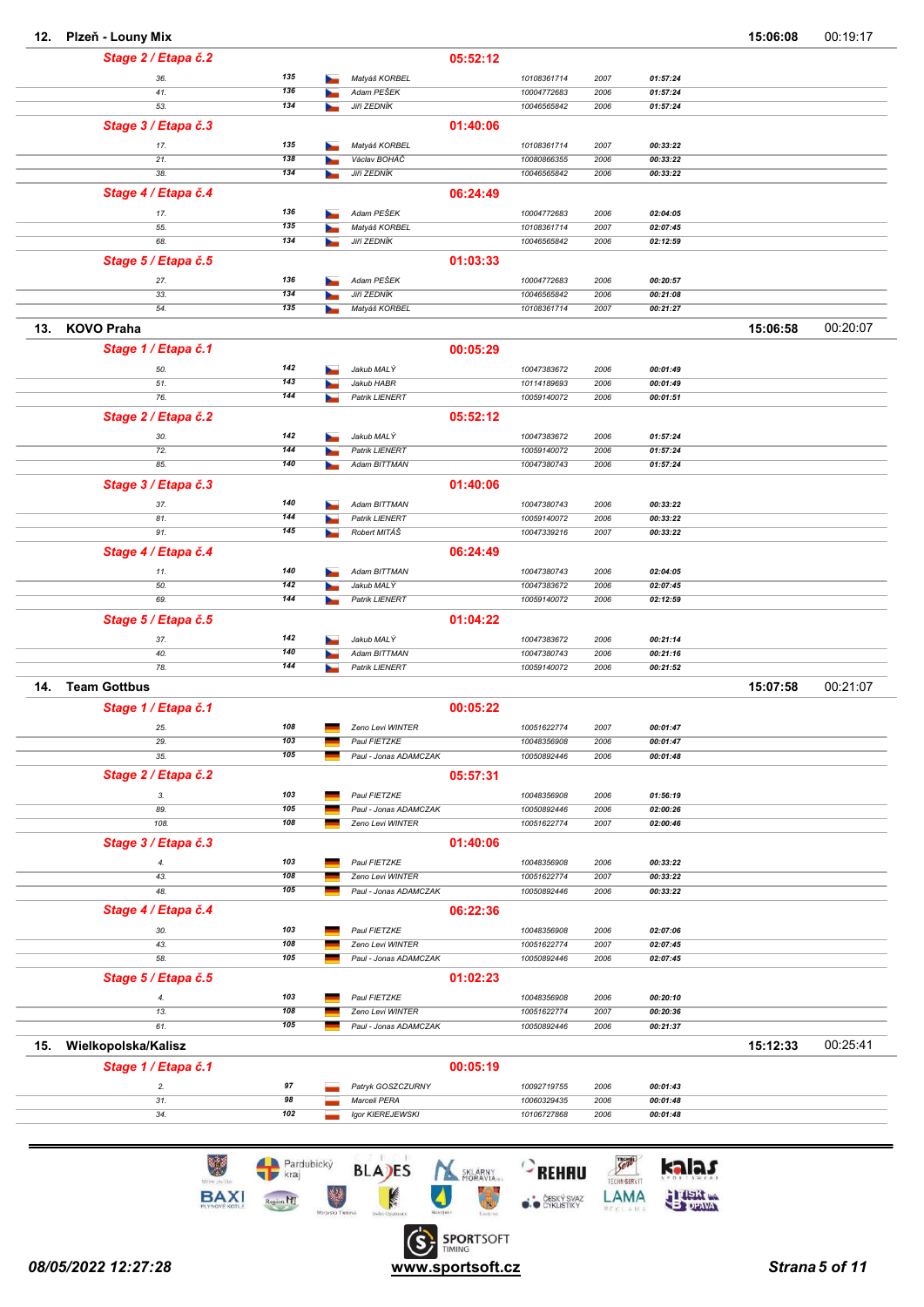## 12. Plzeň - Louny Mix — 15:06:08 — 00:19:17

### Stage 2 / Etapa č.2 — 05:52:12

| Pos. | No. | Name | UCI ID | Year | Time |
|---|---|---|---|---|---|
| 36. | 135 | Matyáš KORBEL | 10108361714 | 2007 | 01:57:24 |
| 41. | 136 | Adam PEŠEK | 10004772683 | 2006 | 01:57:24 |
| 53. | 134 | Jiří ZEDNÍK | 10046565842 | 2006 | 01:57:24 |

### Stage 3 / Etapa č.3 — 01:40:06

| Pos. | No. | Name | UCI ID | Year | Time |
|---|---|---|---|---|---|
| 17. | 135 | Matyáš KORBEL | 10108361714 | 2007 | 00:33:22 |
| 21. | 138 | Václav BOHÁČ | 10080866355 | 2006 | 00:33:22 |
| 38. | 134 | Jiří ZEDNÍK | 10046565842 | 2006 | 00:33:22 |

### Stage 4 / Etapa č.4 — 06:24:49

| Pos. | No. | Name | UCI ID | Year | Time |
|---|---|---|---|---|---|
| 17. | 136 | Adam PEŠEK | 10004772683 | 2006 | 02:04:05 |
| 55. | 135 | Matyáš KORBEL | 10108361714 | 2007 | 02:07:45 |
| 68. | 134 | Jiří ZEDNÍK | 10046565842 | 2006 | 02:12:59 |

### Stage 5 / Etapa č.5 — 01:03:33

| Pos. | No. | Name | UCI ID | Year | Time |
|---|---|---|---|---|---|
| 27. | 136 | Adam PEŠEK | 10004772683 | 2006 | 00:20:57 |
| 33. | 134 | Jiří ZEDNÍK | 10046565842 | 2006 | 00:21:08 |
| 54. | 135 | Matyáš KORBEL | 10108361714 | 2007 | 00:21:27 |

## 13. KOVO Praha — 15:06:58 — 00:20:07

### Stage 1 / Etapa č.1 — 00:05:29

| Pos. | No. | Name | UCI ID | Year | Time |
|---|---|---|---|---|---|
| 50. | 142 | Jakub MALÝ | 10047383672 | 2006 | 00:01:49 |
| 51. | 143 | Jakub HABR | 10114189693 | 2006 | 00:01:49 |
| 76. | 144 | Patrik LIENERT | 10059140072 | 2006 | 00:01:51 |

### Stage 2 / Etapa č.2 — 05:52:12

| Pos. | No. | Name | UCI ID | Year | Time |
|---|---|---|---|---|---|
| 30. | 142 | Jakub MALÝ | 10047383672 | 2006 | 01:57:24 |
| 72. | 144 | Patrik LIENERT | 10059140072 | 2006 | 01:57:24 |
| 85. | 140 | Adam BITTMAN | 10047380743 | 2006 | 01:57:24 |

### Stage 3 / Etapa č.3 — 01:40:06

| Pos. | No. | Name | UCI ID | Year | Time |
|---|---|---|---|---|---|
| 37. | 140 | Adam BITTMAN | 10047380743 | 2006 | 00:33:22 |
| 81. | 144 | Patrik LIENERT | 10059140072 | 2006 | 00:33:22 |
| 91. | 145 | Robert MITÁŠ | 10047339216 | 2007 | 00:33:22 |

### Stage 4 / Etapa č.4 — 06:24:49

| Pos. | No. | Name | UCI ID | Year | Time |
|---|---|---|---|---|---|
| 11. | 140 | Adam BITTMAN | 10047380743 | 2006 | 02:04:05 |
| 50. | 142 | Jakub MALÝ | 10047383672 | 2006 | 02:07:45 |
| 69. | 144 | Patrik LIENERT | 10059140072 | 2006 | 02:12:59 |

### Stage 5 / Etapa č.5 — 01:04:22

| Pos. | No. | Name | UCI ID | Year | Time |
|---|---|---|---|---|---|
| 37. | 142 | Jakub MALÝ | 10047383672 | 2006 | 00:21:14 |
| 40. | 140 | Adam BITTMAN | 10047380743 | 2006 | 00:21:16 |
| 78. | 144 | Patrik LIENERT | 10059140072 | 2006 | 00:21:52 |

## 14. Team Gottbus — 15:07:58 — 00:21:07

### Stage 1 / Etapa č.1 — 00:05:22

| Pos. | No. | Name | UCI ID | Year | Time |
|---|---|---|---|---|---|
| 25. | 108 | Zeno Levi WINTER | 10051622774 | 2007 | 00:01:47 |
| 29. | 103 | Paul FIETZKE | 10048356908 | 2006 | 00:01:47 |
| 35. | 105 | Paul - Jonas ADAMCZAK | 10050892446 | 2006 | 00:01:48 |

### Stage 2 / Etapa č.2 — 05:57:31

| Pos. | No. | Name | UCI ID | Year | Time |
|---|---|---|---|---|---|
| 3. | 103 | Paul FIETZKE | 10048356908 | 2006 | 01:56:19 |
| 89. | 105 | Paul - Jonas ADAMCZAK | 10050892446 | 2006 | 02:00:26 |
| 108. | 108 | Zeno Levi WINTER | 10051622774 | 2007 | 02:00:46 |

### Stage 3 / Etapa č.3 — 01:40:06

| Pos. | No. | Name | UCI ID | Year | Time |
|---|---|---|---|---|---|
| 4. | 103 | Paul FIETZKE | 10048356908 | 2006 | 00:33:22 |
| 43. | 108 | Zeno Levi WINTER | 10051622774 | 2007 | 00:33:22 |
| 48. | 105 | Paul - Jonas ADAMCZAK | 10050892446 | 2006 | 00:33:22 |

### Stage 4 / Etapa č.4 — 06:22:36

| Pos. | No. | Name | UCI ID | Year | Time |
|---|---|---|---|---|---|
| 30. | 103 | Paul FIETZKE | 10048356908 | 2006 | 02:07:06 |
| 43. | 108 | Zeno Levi WINTER | 10051622774 | 2007 | 02:07:45 |
| 58. | 105 | Paul - Jonas ADAMCZAK | 10050892446 | 2006 | 02:07:45 |

### Stage 5 / Etapa č.5 — 01:02:23

| Pos. | No. | Name | UCI ID | Year | Time |
|---|---|---|---|---|---|
| 4. | 103 | Paul FIETZKE | 10048356908 | 2006 | 00:20:10 |
| 13. | 108 | Zeno Levi WINTER | 10051622774 | 2007 | 00:20:36 |
| 61. | 105 | Paul - Jonas ADAMCZAK | 10050892446 | 2006 | 00:21:37 |

## 15. Wielkopolska/Kalisz — 15:12:33 — 00:25:41

### Stage 1 / Etapa č.1 — 00:05:19

| Pos. | No. | Name | UCI ID | Year | Time |
|---|---|---|---|---|---|
| 2. | 97 | Patryk GOSZCZURNY | 10092719755 | 2006 | 00:01:43 |
| 31. | 98 | Marceli PERA | 10060329435 | 2006 | 00:01:48 |
| 34. | 102 | Igor KIEREJEWSKI | 10106727868 | 2006 | 00:01:48 |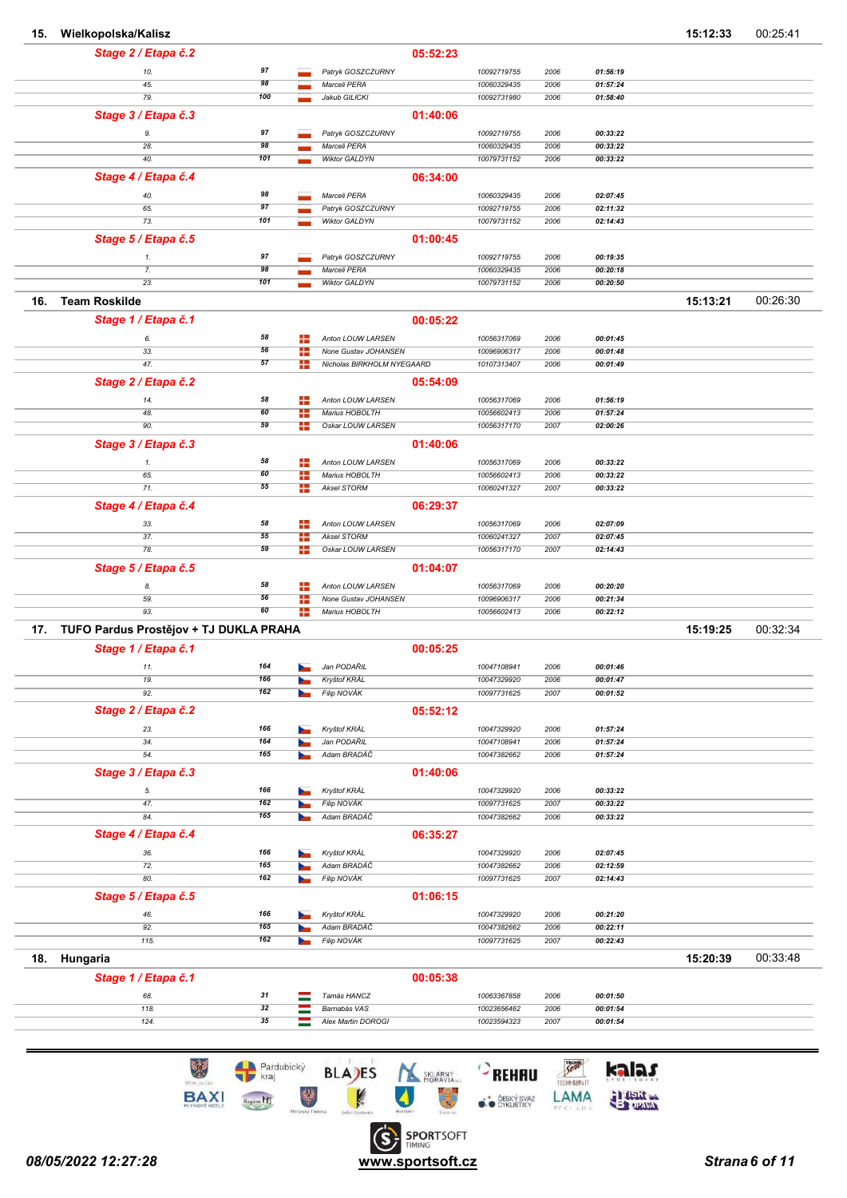## 15. Wielkopolska/Kalisz — 15:12:33 — 00:25:41

**Stage 2 / Etapa č.2** — 05:52:23

| Pos. | No. | Name | UCI ID | Year | Time |
|---|---|---|---|---|---|
| 10. | 97 | Patryk GOSZCZURNY | 10092719755 | 2006 | 01:56:19 |
| 45. | 98 | Marceli PERA | 10060329435 | 2006 | 01:57:24 |
| 79. | 100 | Jakub GILICKI | 10092731980 | 2006 | 01:58:40 |

**Stage 3 / Etapa č.3** — 01:40:06

| Pos. | No. | Name | UCI ID | Year | Time |
|---|---|---|---|---|---|
| 9. | 97 | Patryk GOSZCZURNY | 10092719755 | 2006 | 00:33:22 |
| 28. | 98 | Marceli PERA | 10060329435 | 2006 | 00:33:22 |
| 40. | 101 | Wiktor GALDYN | 10079731152 | 2006 | 00:33:22 |

**Stage 4 / Etapa č.4** — 06:34:00

| Pos. | No. | Name | UCI ID | Year | Time |
|---|---|---|---|---|---|
| 40. | 98 | Marceli PERA | 10060329435 | 2006 | 02:07:45 |
| 65. | 97 | Patryk GOSZCZURNY | 10092719755 | 2006 | 02:11:32 |
| 73. | 101 | Wiktor GALDYN | 10079731152 | 2006 | 02:14:43 |

**Stage 5 / Etapa č.5** — 01:00:45

| Pos. | No. | Name | UCI ID | Year | Time |
|---|---|---|---|---|---|
| 1. | 97 | Patryk GOSZCZURNY | 10092719755 | 2006 | 00:19:35 |
| 7. | 98 | Marceli PERA | 10060329435 | 2006 | 00:20:18 |
| 23. | 101 | Wiktor GALDYN | 10079731152 | 2006 | 00:20:50 |

## 16. Team Roskilde — 15:13:21 — 00:26:30

**Stage 1 / Etapa č.1** — 00:05:22

| Pos. | No. | Name | UCI ID | Year | Time |
|---|---|---|---|---|---|
| 6. | 58 | Anton LOUW LARSEN | 10056317069 | 2006 | 00:01:45 |
| 33. | 56 | None Gustav JOHANSEN | 10096906317 | 2006 | 00:01:48 |
| 47. | 57 | Nicholas BIRKHOLM NYEGAARD | 10107313407 | 2006 | 00:01:49 |

**Stage 2 / Etapa č.2** — 05:54:09

| Pos. | No. | Name | UCI ID | Year | Time |
|---|---|---|---|---|---|
| 14. | 58 | Anton LOUW LARSEN | 10056317069 | 2006 | 01:56:19 |
| 48. | 60 | Marius HOBOLTH | 10056602413 | 2006 | 01:57:24 |
| 90. | 59 | Oskar LOUW LARSEN | 10056317170 | 2007 | 02:00:26 |

**Stage 3 / Etapa č.3** — 01:40:06

| Pos. | No. | Name | UCI ID | Year | Time |
|---|---|---|---|---|---|
| 1. | 58 | Anton LOUW LARSEN | 10056317069 | 2006 | 00:33:22 |
| 65. | 60 | Marius HOBOLTH | 10056602413 | 2006 | 00:33:22 |
| 71. | 55 | Aksel STORM | 10060241327 | 2007 | 00:33:22 |

**Stage 4 / Etapa č.4** — 06:29:37

| Pos. | No. | Name | UCI ID | Year | Time |
|---|---|---|---|---|---|
| 33. | 58 | Anton LOUW LARSEN | 10056317069 | 2006 | 02:07:09 |
| 37. | 55 | Aksel STORM | 10060241327 | 2007 | 02:07:45 |
| 78. | 59 | Oskar LOUW LARSEN | 10056317170 | 2007 | 02:14:43 |

**Stage 5 / Etapa č.5** — 01:04:07

| Pos. | No. | Name | UCI ID | Year | Time |
|---|---|---|---|---|---|
| 8. | 58 | Anton LOUW LARSEN | 10056317069 | 2006 | 00:20:20 |
| 59. | 56 | None Gustav JOHANSEN | 10096906317 | 2006 | 00:21:34 |
| 93. | 60 | Marius HOBOLTH | 10056602413 | 2006 | 00:22:12 |

## 17. TUFO Pardus Prostějov + TJ DUKLA PRAHA — 15:19:25 — 00:32:34

**Stage 1 / Etapa č.1** — 00:05:25

| Pos. | No. | Name | UCI ID | Year | Time |
|---|---|---|---|---|---|
| 11. | 164 | Jan PODAŘIL | 10047108941 | 2006 | 00:01:46 |
| 19. | 166 | Kryštof KRÁL | 10047329920 | 2006 | 00:01:47 |
| 92. | 162 | Filip NOVÁK | 10097731625 | 2007 | 00:01:52 |

**Stage 2 / Etapa č.2** — 05:52:12

| Pos. | No. | Name | UCI ID | Year | Time |
|---|---|---|---|---|---|
| 23. | 166 | Kryštof KRÁL | 10047329920 | 2006 | 01:57:24 |
| 34. | 164 | Jan PODAŘIL | 10047108941 | 2006 | 01:57:24 |
| 54. | 165 | Adam BRADÁČ | 10047382662 | 2006 | 01:57:24 |

**Stage 3 / Etapa č.3** — 01:40:06

| Pos. | No. | Name | UCI ID | Year | Time |
|---|---|---|---|---|---|
| 5. | 166 | Kryštof KRÁL | 10047329920 | 2006 | 00:33:22 |
| 47. | 162 | Filip NOVÁK | 10097731625 | 2007 | 00:33:22 |
| 84. | 165 | Adam BRADÁČ | 10047382662 | 2006 | 00:33:22 |

**Stage 4 / Etapa č.4** — 06:35:27

| Pos. | No. | Name | UCI ID | Year | Time |
|---|---|---|---|---|---|
| 36. | 166 | Kryštof KRÁL | 10047329920 | 2006 | 02:07:45 |
| 72. | 165 | Adam BRADÁČ | 10047382662 | 2006 | 02:12:59 |
| 80. | 162 | Filip NOVÁK | 10097731625 | 2007 | 02:14:43 |

**Stage 5 / Etapa č.5** — 01:06:15

| Pos. | No. | Name | UCI ID | Year | Time |
|---|---|---|---|---|---|
| 46. | 166 | Kryštof KRÁL | 10047329920 | 2006 | 00:21:20 |
| 92. | 165 | Adam BRADÁČ | 10047382662 | 2006 | 00:22:11 |
| 115. | 162 | Filip NOVÁK | 10097731625 | 2007 | 00:22:43 |

## 18. Hungaria — 15:20:39 — 00:33:48

**Stage 1 / Etapa č.1** — 00:05:38

| Pos. | No. | Name | UCI ID | Year | Time |
|---|---|---|---|---|---|
| 68. | 31 | Tamás HANCZ | 10063367858 | 2006 | 00:01:50 |
| 118. | 32 | Barnabás VAS | 10023656462 | 2006 | 00:01:54 |
| 124. | 35 | Alex Martin DOROGI | 10023594323 | 2007 | 00:01:54 |

08/05/2022 12:27:28 — www.sportsoft.cz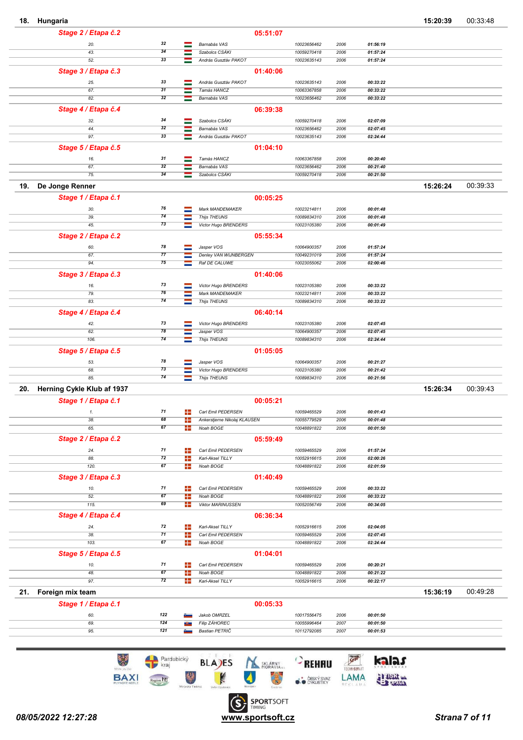## 18. Hungaria — 15:20:39 — 00:33:48

**Stage 2 / Etapa č.2** — 05:51:07

| Pos. | No. | Name | UCI ID | Year | Time |
|---|---|---|---|---|---|
| 20. | 32 | Barnabás VAS | 10023656462 | 2006 | 01:56:19 |
| 43. | 34 | Szabolcs CSÁKI | 10059270418 | 2006 | 01:57:24 |
| 52. | 33 | András Gusztáv PAKOT | 10023635143 | 2006 | 01:57:24 |

**Stage 3 / Etapa č.3** — 01:40:06

| Pos. | No. | Name | UCI ID | Year | Time |
|---|---|---|---|---|---|
| 25. | 33 | András Gusztáv PAKOT | 10023635143 | 2006 | 00:33:22 |
| 67. | 31 | Tamás HANCZ | 10063367858 | 2006 | 00:33:22 |
| 82. | 32 | Barnabás VAS | 10023656462 | 2006 | 00:33:22 |

**Stage 4 / Etapa č.4** — 06:39:38

| Pos. | No. | Name | UCI ID | Year | Time |
|---|---|---|---|---|---|
| 32. | 34 | Szabolcs CSÁKI | 10059270418 | 2006 | 02:07:09 |
| 44. | 32 | Barnabás VAS | 10023656462 | 2006 | 02:07:45 |
| 97. | 33 | András Gusztáv PAKOT | 10023635143 | 2006 | 02:24:44 |

**Stage 5 / Etapa č.5** — 01:04:10

| Pos. | No. | Name | UCI ID | Year | Time |
|---|---|---|---|---|---|
| 16. | 31 | Tamás HANCZ | 10063367858 | 2006 | 00:20:40 |
| 67. | 32 | Barnabás VAS | 10023656462 | 2006 | 00:21:40 |
| 75. | 34 | Szabolcs CSÁKI | 10059270418 | 2006 | 00:21:50 |

## 19. De Jonge Renner — 15:26:24 — 00:39:33

**Stage 1 / Etapa č.1** — 00:05:25

| Pos. | No. | Name | UCI ID | Year | Time |
|---|---|---|---|---|---|
| 30. | 76 | Mark MANDEMAKER | 10023214811 | 2006 | 00:01:48 |
| 39. | 74 | Thijs THEUNS | 10089834310 | 2006 | 00:01:48 |
| 45. | 73 | Victor Hugo BRENDERS | 10023105380 | 2006 | 00:01:49 |

**Stage 2 / Etapa č.2** — 05:55:34

| Pos. | No. | Name | UCI ID | Year | Time |
|---|---|---|---|---|---|
| 60. | 78 | Jasper VOS | 10064900357 | 2006 | 01:57:24 |
| 67. | 77 | Denley VAN WIJNBERGEN | 10049231019 | 2006 | 01:57:24 |
| 94. | 75 | Raf DE CALUWE | 10023055062 | 2006 | 02:00:46 |

**Stage 3 / Etapa č.3** — 01:40:06

| Pos. | No. | Name | UCI ID | Year | Time |
|---|---|---|---|---|---|
| 16. | 73 | Victor Hugo BRENDERS | 10023105380 | 2006 | 00:33:22 |
| 79. | 76 | Mark MANDEMAKER | 10023214811 | 2006 | 00:33:22 |
| 83. | 74 | Thijs THEUNS | 10089834310 | 2006 | 00:33:22 |

**Stage 4 / Etapa č.4** — 06:40:14

| Pos. | No. | Name | UCI ID | Year | Time |
|---|---|---|---|---|---|
| 42. | 73 | Victor Hugo BRENDERS | 10023105380 | 2006 | 02:07:45 |
| 62. | 78 | Jasper VOS | 10064900357 | 2006 | 02:07:45 |
| 106. | 74 | Thijs THEUNS | 10089834310 | 2006 | 02:24:44 |

**Stage 5 / Etapa č.5** — 01:05:05

| Pos. | No. | Name | UCI ID | Year | Time |
|---|---|---|---|---|---|
| 53. | 78 | Jasper VOS | 10064900357 | 2006 | 00:21:27 |
| 68. | 73 | Victor Hugo BRENDERS | 10023105380 | 2006 | 00:21:42 |
| 85. | 74 | Thijs THEUNS | 10089834310 | 2006 | 00:21:56 |

## 20. Herning Cykle Klub af 1937 — 15:26:34 — 00:39:43

**Stage 1 / Etapa č.1** — 00:05:21

| Pos. | No. | Name | UCI ID | Year | Time |
|---|---|---|---|---|---|
| 1. | 71 | Carl Emil PEDERSEN | 10059465529 | 2006 | 00:01:43 |
| 38. | 68 | Ankerstjerne Nikolaj KLAUSEN | 10055779529 | 2006 | 00:01:48 |
| 65. | 67 | Noah BOGE | 10048891822 | 2006 | 00:01:50 |

**Stage 2 / Etapa č.2** — 05:59:49

| Pos. | No. | Name | UCI ID | Year | Time |
|---|---|---|---|---|---|
| 24. | 71 | Carl Emil PEDERSEN | 10059465529 | 2006 | 01:57:24 |
| 88. | 72 | Karl-Aksel TILLY | 10052916615 | 2006 | 02:00:26 |
| 120. | 67 | Noah BOGE | 10048891822 | 2006 | 02:01:59 |

**Stage 3 / Etapa č.3** — 01:40:49

| Pos. | No. | Name | UCI ID | Year | Time |
|---|---|---|---|---|---|
| 10. | 71 | Carl Emil PEDERSEN | 10059465529 | 2006 | 00:33:22 |
| 52. | 67 | Noah BOGE | 10048891822 | 2006 | 00:33:22 |
| 115. | 69 | Viktor MARINUSSEN | 10052056749 | 2006 | 00:34:05 |

**Stage 4 / Etapa č.4** — 06:36:34

| Pos. | No. | Name | UCI ID | Year | Time |
|---|---|---|---|---|---|
| 24. | 72 | Karl-Aksel TILLY | 10052916615 | 2006 | 02:04:05 |
| 38. | 71 | Carl Emil PEDERSEN | 10059465529 | 2006 | 02:07:45 |
| 103. | 67 | Noah BOGE | 10048891822 | 2006 | 02:24:44 |

**Stage 5 / Etapa č.5** — 01:04:01

| Pos. | No. | Name | UCI ID | Year | Time |
|---|---|---|---|---|---|
| 10. | 71 | Carl Emil PEDERSEN | 10059465529 | 2006 | 00:20:21 |
| 48. | 67 | Noah BOGE | 10048891822 | 2006 | 00:21:22 |
| 97. | 72 | Karl-Aksel TILLY | 10052916615 | 2006 | 00:22:17 |

## 21. Foreign mix team — 15:36:19 — 00:49:28

**Stage 1 / Etapa č.1** — 00:05:33

| Pos. | No. | Name | UCI ID | Year | Time |
|---|---|---|---|---|---|
| 60. | 122 | Jakob OMRZEL | 10017556475 | 2006 | 00:01:50 |
| 69. | 124 | Filip ZÁHOREC | 10055996464 | 2007 | 00:01:50 |
| 95. | 121 | Bastian PETRIČ | 10112792085 | 2007 | 00:01:53 |

08/05/2022 12:27:28 — www.sportsoft.cz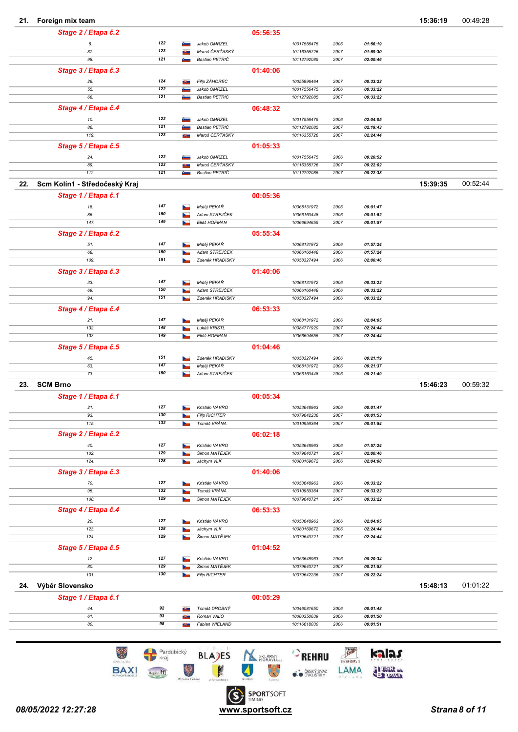## 21. Foreign mix team — 15:36:19 — 00:49:28

### Stage 2 / Etapa č.2 — 05:56:35

| Rank | No. | Name | UCI ID | Year | Time |
|---|---|---|---|---|---|
| 6. | 122 | Jakob OMRZEL | 10017556475 | 2006 | 01:56:19 |
| 87. | 123 | Maroš ČERŤASKÝ | 10116355726 | 2007 | 01:59:30 |
| 98. | 121 | Bastian PETRIČ | 10112792085 | 2007 | 02:00:46 |

### Stage 3 / Etapa č.3 — 01:40:06

| Rank | No. | Name | UCI ID | Year | Time |
|---|---|---|---|---|---|
| 26. | 124 | Filip ZÁHOREC | 10055996464 | 2007 | 00:33:22 |
| 55. | 122 | Jakob OMRZEL | 10017556475 | 2006 | 00:33:22 |
| 68. | 121 | Bastian PETRIČ | 10112792085 | 2007 | 00:33:22 |

### Stage 4 / Etapa č.4 — 06:48:32

| Rank | No. | Name | UCI ID | Year | Time |
|---|---|---|---|---|---|
| 10. | 122 | Jakob OMRZEL | 10017556475 | 2006 | 02:04:05 |
| 86. | 121 | Bastian PETRIČ | 10112792085 | 2007 | 02:19:43 |
| 119. | 123 | Maroš ČERŤASKÝ | 10116355726 | 2007 | 02:24:44 |

### Stage 5 / Etapa č.5 — 01:05:33

| Rank | No. | Name | UCI ID | Year | Time |
|---|---|---|---|---|---|
| 24. | 122 | Jakob OMRZEL | 10017556475 | 2006 | 00:20:52 |
| 89. | 123 | Maroš ČERŤASKÝ | 10116355726 | 2007 | 00:22:02 |
| 112. | 121 | Bastian PETRIČ | 10112792085 | 2007 | 00:22:38 |

## 22. Scm Kolín1 - Středočeský Kraj — 15:39:35 — 00:52:44

### Stage 1 / Etapa č.1 — 00:05:36

| Rank | No. | Name | UCI ID | Year | Time |
|---|---|---|---|---|---|
| 18. | 147 | Matěj PEKAŘ | 10068131972 | 2006 | 00:01:47 |
| 86. | 150 | Adam STREJČEK | 10066160448 | 2006 | 00:01:52 |
| 147. | 149 | Eliáš HOFMAN | 10066694655 | 2007 | 00:01:57 |

### Stage 2 / Etapa č.2 — 05:55:34

| Rank | No. | Name | UCI ID | Year | Time |
|---|---|---|---|---|---|
| 51. | 147 | Matěj PEKAŘ | 10068131972 | 2006 | 01:57:24 |
| 68. | 150 | Adam STREJČEK | 10066160448 | 2006 | 01:57:24 |
| 109. | 151 | Zdeněk HRADISKÝ | 10058327494 | 2006 | 02:00:46 |

### Stage 3 / Etapa č.3 — 01:40:06

| Rank | No. | Name | UCI ID | Year | Time |
|---|---|---|---|---|---|
| 33. | 147 | Matěj PEKAŘ | 10068131972 | 2006 | 00:33:22 |
| 69. | 150 | Adam STREJČEK | 10066160448 | 2006 | 00:33:22 |
| 94. | 151 | Zdeněk HRADISKÝ | 10058327494 | 2006 | 00:33:22 |

### Stage 4 / Etapa č.4 — 06:53:33

| Rank | No. | Name | UCI ID | Year | Time |
|---|---|---|---|---|---|
| 21. | 147 | Matěj PEKAŘ | 10068131972 | 2006 | 02:04:05 |
| 132. | 148 | Lukáš KRISTL | 10084771920 | 2007 | 02:24:44 |
| 133. | 149 | Eliáš HOFMAN | 10066694655 | 2007 | 02:24:44 |

### Stage 5 / Etapa č.5 — 01:04:46

| Rank | No. | Name | UCI ID | Year | Time |
|---|---|---|---|---|---|
| 45. | 151 | Zdeněk HRADISKÝ | 10058327494 | 2006 | 00:21:19 |
| 63. | 147 | Matěj PEKAŘ | 10068131972 | 2006 | 00:21:37 |
| 73. | 150 | Adam STREJČEK | 10066160448 | 2006 | 00:21:49 |

## 23. SCM Brno — 15:46:23 — 00:59:32

### Stage 1 / Etapa č.1 — 00:05:34

| Rank | No. | Name | UCI ID | Year | Time |
|---|---|---|---|---|---|
| 21. | 127 | Kristián VAVRO | 10053648963 | 2006 | 00:01:47 |
| 93. | 130 | Filip RICHTER | 10079642236 | 2007 | 00:01:53 |
| 115. | 132 | Tomáš VRÁNA | 10010959364 | 2007 | 00:01:54 |

### Stage 2 / Etapa č.2 — 06:02:18

| Rank | No. | Name | UCI ID | Year | Time |
|---|---|---|---|---|---|
| 40. | 127 | Kristián VAVRO | 10053648963 | 2006 | 01:57:24 |
| 102. | 129 | Šimon MATĚJEK | 10079640721 | 2007 | 02:00:46 |
| 124. | 128 | Jáchym VLK | 10080169672 | 2006 | 02:04:08 |

### Stage 3 / Etapa č.3 — 01:40:06

| Rank | No. | Name | UCI ID | Year | Time |
|---|---|---|---|---|---|
| 70. | 127 | Kristián VAVRO | 10053648963 | 2006 | 00:33:22 |
| 95. | 132 | Tomáš VRÁNA | 10010959364 | 2007 | 00:33:22 |
| 108. | 129 | Šimon MATĚJEK | 10079640721 | 2007 | 00:33:22 |

### Stage 4 / Etapa č.4 — 06:53:33

| Rank | No. | Name | UCI ID | Year | Time |
|---|---|---|---|---|---|
| 20. | 127 | Kristián VAVRO | 10053648963 | 2006 | 02:04:05 |
| 123. | 128 | Jáchym VLK | 10080169672 | 2006 | 02:24:44 |
| 124. | 129 | Šimon MATĚJEK | 10079640721 | 2007 | 02:24:44 |

### Stage 5 / Etapa č.5 — 01:04:52

| Rank | No. | Name | UCI ID | Year | Time |
|---|---|---|---|---|---|
| 12. | 127 | Kristián VAVRO | 10053648963 | 2006 | 00:20:34 |
| 80. | 129 | Šimon MATĚJEK | 10079640721 | 2007 | 00:21:53 |
| 101. | 130 | Filip RICHTER | 10079642236 | 2007 | 00:22:24 |

## 24. Výběr Slovensko — 15:48:13 — 01:01:22

### Stage 1 / Etapa č.1 — 00:05:29

| Rank | No. | Name | UCI ID | Year | Time |
|---|---|---|---|---|---|
| 44. | 92 | Tomáš DROBNÝ | 10046081650 | 2006 | 00:01:48 |
| 61. | 93 | Roman VALO | 10080350639 | 2006 | 00:01:50 |
| 80. | 95 | Fabian WIELAND | 10116618030 | 2006 | 00:01:51 |

08/05/2022 12:27:28

www.sportsoft.cz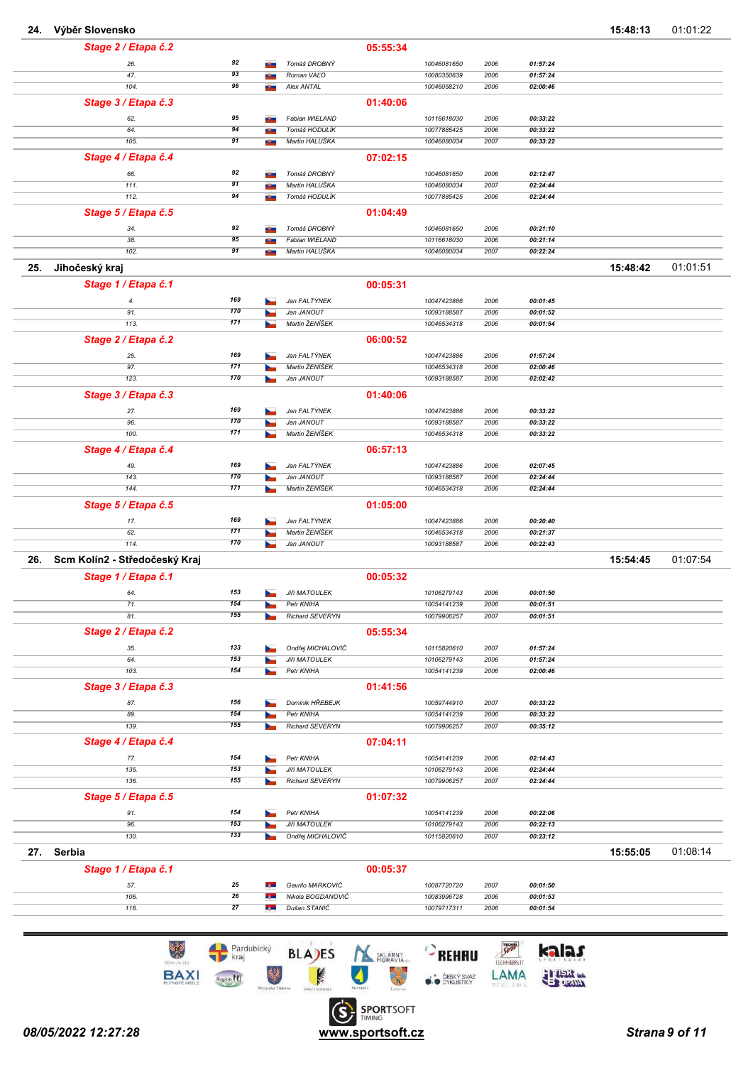## 24. Výběr Slovensko — 15:48:13 — 01:01:22

**Stage 2 / Etapa č.2** — 05:55:34

| Pos. | No. | Name | UCI ID | Year | Time |
|---|---|---|---|---|---|
| 26. | 92 | Tomáš DROBNÝ | 10046081650 | 2006 | 01:57:24 |
| 47. | 93 | Roman VAĽO | 10080350639 | 2006 | 01:57:24 |
| 104. | 96 | Alex ANTAL | 10046058210 | 2006 | 02:00:46 |

**Stage 3 / Etapa č.3** — 01:40:06

| Pos. | No. | Name | UCI ID | Year | Time |
|---|---|---|---|---|---|
| 62. | 95 | Fabian WIELAND | 10116618030 | 2006 | 00:33:22 |
| 64. | 94 | Tomáš HODULÍK | 10077885425 | 2006 | 00:33:22 |
| 105. | 91 | Martin HALUŠKA | 10046080034 | 2007 | 00:33:22 |

**Stage 4 / Etapa č.4** — 07:02:15

| Pos. | No. | Name | UCI ID | Year | Time |
|---|---|---|---|---|---|
| 66. | 92 | Tomáš DROBNÝ | 10046081650 | 2006 | 02:12:47 |
| 111. | 91 | Martin HALUŠKA | 10046080034 | 2007 | 02:24:44 |
| 112. | 94 | Tomáš HODULÍK | 10077885425 | 2006 | 02:24:44 |

**Stage 5 / Etapa č.5** — 01:04:49

| Pos. | No. | Name | UCI ID | Year | Time |
|---|---|---|---|---|---|
| 34. | 92 | Tomáš DROBNÝ | 10046081650 | 2006 | 00:21:10 |
| 38. | 95 | Fabian WIELAND | 10116618030 | 2006 | 00:21:14 |
| 102. | 91 | Martin HALUŠKA | 10046080034 | 2007 | 00:22:24 |

## 25. Jihočeský kraj — 15:48:42 — 01:01:51

**Stage 1 / Etapa č.1** — 00:05:31

| Pos. | No. | Name | UCI ID | Year | Time |
|---|---|---|---|---|---|
| 4. | 169 | Jan FALTÝNEK | 10047423886 | 2006 | 00:01:45 |
| 91. | 170 | Jan JANOUT | 10093188587 | 2006 | 00:01:52 |
| 113. | 171 | Martin ŽENÍŠEK | 10046534318 | 2006 | 00:01:54 |

**Stage 2 / Etapa č.2** — 06:00:52

| Pos. | No. | Name | UCI ID | Year | Time |
|---|---|---|---|---|---|
| 25. | 169 | Jan FALTÝNEK | 10047423886 | 2006 | 01:57:24 |
| 97. | 171 | Martin ŽENÍŠEK | 10046534318 | 2006 | 02:00:46 |
| 123. | 170 | Jan JANOUT | 10093188587 | 2006 | 02:02:42 |

**Stage 3 / Etapa č.3** — 01:40:06

| Pos. | No. | Name | UCI ID | Year | Time |
|---|---|---|---|---|---|
| 27. | 169 | Jan FALTÝNEK | 10047423886 | 2006 | 00:33:22 |
| 96. | 170 | Jan JANOUT | 10093188587 | 2006 | 00:33:22 |
| 100. | 171 | Martin ŽENÍŠEK | 10046534318 | 2006 | 00:33:22 |

**Stage 4 / Etapa č.4** — 06:57:13

| Pos. | No. | Name | UCI ID | Year | Time |
|---|---|---|---|---|---|
| 49. | 169 | Jan FALTÝNEK | 10047423886 | 2006 | 02:07:45 |
| 143. | 170 | Jan JANOUT | 10093188587 | 2006 | 02:24:44 |
| 144. | 171 | Martin ŽENÍŠEK | 10046534318 | 2006 | 02:24:44 |

**Stage 5 / Etapa č.5** — 01:05:00

| Pos. | No. | Name | UCI ID | Year | Time |
|---|---|---|---|---|---|
| 17. | 169 | Jan FALTÝNEK | 10047423886 | 2006 | 00:20:40 |
| 62. | 171 | Martin ŽENÍŠEK | 10046534318 | 2006 | 00:21:37 |
| 114. | 170 | Jan JANOUT | 10093188587 | 2006 | 00:22:43 |

## 26. Scm Kolín2 - Středočeský Kraj — 15:54:45 — 01:07:54

**Stage 1 / Etapa č.1** — 00:05:32

| Pos. | No. | Name | UCI ID | Year | Time |
|---|---|---|---|---|---|
| 64. | 153 | Jiří MATOULEK | 10106279143 | 2006 | 00:01:50 |
| 71. | 154 | Petr KNIHA | 10054141239 | 2006 | 00:01:51 |
| 81. | 155 | Richard SEVERYN | 10079906257 | 2007 | 00:01:51 |

**Stage 2 / Etapa č.2** — 05:55:34

| Pos. | No. | Name | UCI ID | Year | Time |
|---|---|---|---|---|---|
| 35. | 133 | Ondřej MICHALOVIČ | 10115820610 | 2007 | 01:57:24 |
| 64. | 153 | Jiří MATOULEK | 10106279143 | 2006 | 01:57:24 |
| 103. | 154 | Petr KNIHA | 10054141239 | 2006 | 02:00:46 |

**Stage 3 / Etapa č.3** — 01:41:56

| Pos. | No. | Name | UCI ID | Year | Time |
|---|---|---|---|---|---|
| 87. | 156 | Dominik HŘEBEJK | 10059744910 | 2007 | 00:33:22 |
| 89. | 154 | Petr KNIHA | 10054141239 | 2006 | 00:33:22 |
| 139. | 155 | Richard SEVERYN | 10079906257 | 2007 | 00:35:12 |

**Stage 4 / Etapa č.4** — 07:04:11

| Pos. | No. | Name | UCI ID | Year | Time |
|---|---|---|---|---|---|
| 77. | 154 | Petr KNIHA | 10054141239 | 2006 | 02:14:43 |
| 135. | 153 | Jiří MATOULEK | 10106279143 | 2006 | 02:24:44 |
| 136. | 155 | Richard SEVERYN | 10079906257 | 2007 | 02:24:44 |

**Stage 5 / Etapa č.5** — 01:07:32

| Pos. | No. | Name | UCI ID | Year | Time |
|---|---|---|---|---|---|
| 91. | 154 | Petr KNIHA | 10054141239 | 2006 | 00:22:06 |
| 96. | 153 | Jiří MATOULEK | 10106279143 | 2006 | 00:22:13 |
| 130. | 133 | Ondřej MICHALOVIČ | 10115820610 | 2007 | 00:23:12 |

## 27. Serbia — 15:55:05 — 01:08:14

**Stage 1 / Etapa č.1** — 00:05:37

| Pos. | No. | Name | UCI ID | Year | Time |
|---|---|---|---|---|---|
| 57. | 25 | Gavrilo MARKOVIĆ | 10087720720 | 2007 | 00:01:50 |
| 106. | 26 | Nikola BOGDANOVIĆ | 10083996728 | 2006 | 00:01:53 |
| 116. | 27 | Dušan STANIĆ | 10079717311 | 2006 | 00:01:54 |

08/05/2022 12:27:28 — www.sportsoft.cz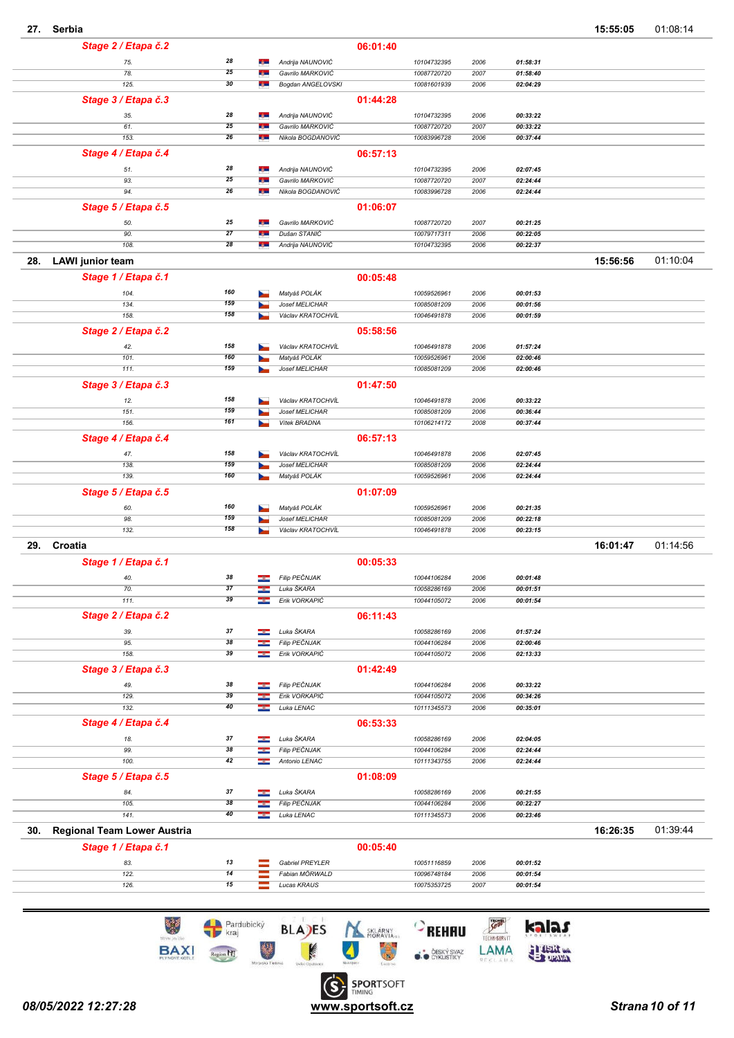## 27. Serbia — 15:55:05 — 01:08:14

**Stage 2 / Etapa č.2** — 06:01:40

| Rank | No. | Name | UCI ID | Year | Time |
|---|---|---|---|---|---|
| 75. | 28 | Andrija NAUNOVIĆ | 10104732395 | 2006 | 01:58:31 |
| 78. | 25 | Gavrilo MARKOVIĆ | 10087720720 | 2007 | 01:58:40 |
| 125. | 30 | Bogdan ANGELOVSKI | 10081601939 | 2006 | 02:04:29 |

**Stage 3 / Etapa č.3** — 01:44:28

| Rank | No. | Name | UCI ID | Year | Time |
|---|---|---|---|---|---|
| 35. | 28 | Andrija NAUNOVIĆ | 10104732395 | 2006 | 00:33:22 |
| 61. | 25 | Gavrilo MARKOVIĆ | 10087720720 | 2007 | 00:33:22 |
| 153. | 26 | Nikola BOGDANOVIĆ | 10083996728 | 2006 | 00:37:44 |

**Stage 4 / Etapa č.4** — 06:57:13

| Rank | No. | Name | UCI ID | Year | Time |
|---|---|---|---|---|---|
| 51. | 28 | Andrija NAUNOVIĆ | 10104732395 | 2006 | 02:07:45 |
| 93. | 25 | Gavrilo MARKOVIĆ | 10087720720 | 2007 | 02:24:44 |
| 94. | 26 | Nikola BOGDANOVIĆ | 10083996728 | 2006 | 02:24:44 |

**Stage 5 / Etapa č.5** — 01:06:07

| Rank | No. | Name | UCI ID | Year | Time |
|---|---|---|---|---|---|
| 50. | 25 | Gavrilo MARKOVIĆ | 10087720720 | 2007 | 00:21:25 |
| 90. | 27 | Dušan STANIĆ | 10079717311 | 2006 | 00:22:05 |
| 108. | 28 | Andrija NAUNOVIĆ | 10104732395 | 2006 | 00:22:37 |

## 28. LAWI junior team — 15:56:56 — 01:10:04

**Stage 1 / Etapa č.1** — 00:05:48

| Rank | No. | Name | UCI ID | Year | Time |
|---|---|---|---|---|---|
| 104. | 160 | Matyáš POLÁK | 10059526961 | 2006 | 00:01:53 |
| 134. | 159 | Josef MELICHAR | 10085081209 | 2006 | 00:01:56 |
| 158. | 158 | Václav KRATOCHVÍL | 10046491878 | 2006 | 00:01:59 |

**Stage 2 / Etapa č.2** — 05:58:56

| Rank | No. | Name | UCI ID | Year | Time |
|---|---|---|---|---|---|
| 42. | 158 | Václav KRATOCHVÍL | 10046491878 | 2006 | 01:57:24 |
| 101. | 160 | Matyáš POLÁK | 10059526961 | 2006 | 02:00:46 |
| 111. | 159 | Josef MELICHAR | 10085081209 | 2006 | 02:00:46 |

**Stage 3 / Etapa č.3** — 01:47:50

| Rank | No. | Name | UCI ID | Year | Time |
|---|---|---|---|---|---|
| 12. | 158 | Václav KRATOCHVÍL | 10046491878 | 2006 | 00:33:22 |
| 151. | 159 | Josef MELICHAR | 10085081209 | 2006 | 00:36:44 |
| 156. | 161 | Vítek BRADNA | 10106214172 | 2008 | 00:37:44 |

**Stage 4 / Etapa č.4** — 06:57:13

| Rank | No. | Name | UCI ID | Year | Time |
|---|---|---|---|---|---|
| 47. | 158 | Václav KRATOCHVÍL | 10046491878 | 2006 | 02:07:45 |
| 138. | 159 | Josef MELICHAR | 10085081209 | 2006 | 02:24:44 |
| 139. | 160 | Matyáš POLÁK | 10059526961 | 2006 | 02:24:44 |

**Stage 5 / Etapa č.5** — 01:07:09

| Rank | No. | Name | UCI ID | Year | Time |
|---|---|---|---|---|---|
| 60. | 160 | Matyáš POLÁK | 10059526961 | 2006 | 00:21:35 |
| 98. | 159 | Josef MELICHAR | 10085081209 | 2006 | 00:22:18 |
| 132. | 158 | Václav KRATOCHVÍL | 10046491878 | 2006 | 00:23:15 |

## 29. Croatia — 16:01:47 — 01:14:56

**Stage 1 / Etapa č.1** — 00:05:33

| Rank | No. | Name | UCI ID | Year | Time |
|---|---|---|---|---|---|
| 40. | 38 | Filip PEČNJAK | 10044106284 | 2006 | 00:01:48 |
| 70. | 37 | Luka ŠKARA | 10058286169 | 2006 | 00:01:51 |
| 111. | 39 | Erik VORKAPIĆ | 10044105072 | 2006 | 00:01:54 |

**Stage 2 / Etapa č.2** — 06:11:43

| Rank | No. | Name | UCI ID | Year | Time |
|---|---|---|---|---|---|
| 39. | 37 | Luka ŠKARA | 10058286169 | 2006 | 01:57:24 |
| 95. | 38 | Filip PEČNJAK | 10044106284 | 2006 | 02:00:46 |
| 158. | 39 | Erik VORKAPIĆ | 10044105072 | 2006 | 02:13:33 |

**Stage 3 / Etapa č.3** — 01:42:49

| Rank | No. | Name | UCI ID | Year | Time |
|---|---|---|---|---|---|
| 49. | 38 | Filip PEČNJAK | 10044106284 | 2006 | 00:33:22 |
| 129. | 39 | Erik VORKAPIĆ | 10044105072 | 2006 | 00:34:26 |
| 132. | 40 | Luka LENAC | 10111345573 | 2006 | 00:35:01 |

**Stage 4 / Etapa č.4** — 06:53:33

| Rank | No. | Name | UCI ID | Year | Time |
|---|---|---|---|---|---|
| 18. | 37 | Luka ŠKARA | 10058286169 | 2006 | 02:04:05 |
| 99. | 38 | Filip PEČNJAK | 10044106284 | 2006 | 02:24:44 |
| 100. | 42 | Antonio LENAC | 10111343755 | 2006 | 02:24:44 |

**Stage 5 / Etapa č.5** — 01:08:09

| Rank | No. | Name | UCI ID | Year | Time |
|---|---|---|---|---|---|
| 84. | 37 | Luka ŠKARA | 10058286169 | 2006 | 00:21:55 |
| 105. | 38 | Filip PEČNJAK | 10044106284 | 2006 | 00:22:27 |
| 141. | 40 | Luka LENAC | 10111345573 | 2006 | 00:23:46 |

## 30. Regional Team Lower Austria — 16:26:35 — 01:39:44

**Stage 1 / Etapa č.1** — 00:05:40

| Rank | No. | Name | UCI ID | Year | Time |
|---|---|---|---|---|---|
| 83. | 13 | Gabriel PREYLER | 10051116859 | 2006 | 00:01:52 |
| 122. | 14 | Fabian MÖRWALD | 10096748184 | 2006 | 00:01:54 |
| 126. | 15 | Lucas KRAUS | 10075353725 | 2007 | 00:01:54 |

08/05/2022 12:27:28 — www.sportsoft.cz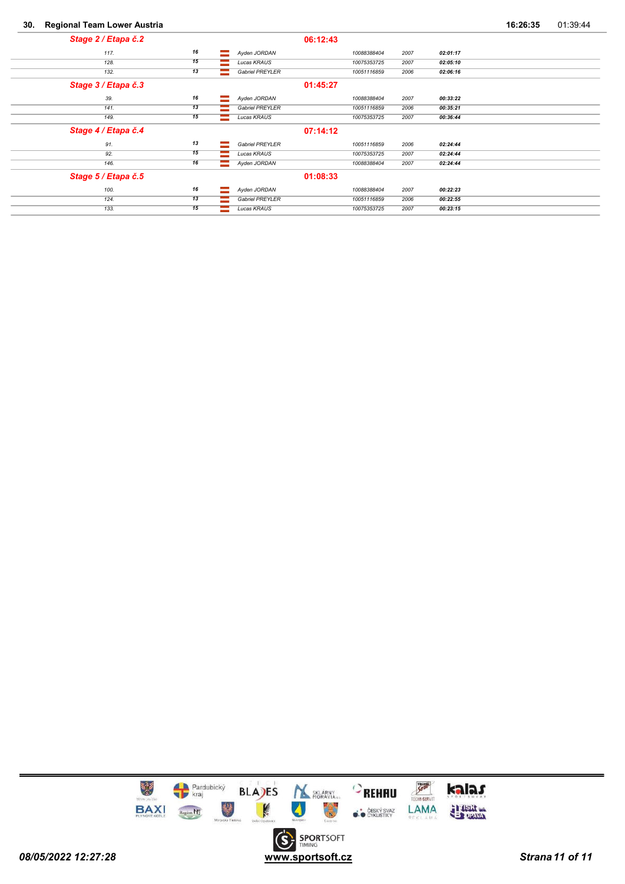**30. Regional Team Lower Austria** 16:26:35 01:39:44

| | | | | | | |
|---|---|---|---|---|---|---|
| ***Stage 2 / Etapa č.2*** | | | | **06:12:43** | | |
| 117. | 16 | Ayden JORDAN | 10088388404 | 2007 | 02:01:17 | |
| 128. | 15 | Lucas KRAUS | 10075353725 | 2007 | 02:05:10 | |
| 132. | 13 | Gabriel PREYLER | 10051116859 | 2006 | 02:06:16 | |
| ***Stage 3 / Etapa č.3*** | | | | **01:45:27** | | |
| 39. | 16 | Ayden JORDAN | 10088388404 | 2007 | 00:33:22 | |
| 141. | 13 | Gabriel PREYLER | 10051116859 | 2006 | 00:35:21 | |
| 149. | 15 | Lucas KRAUS | 10075353725 | 2007 | 00:36:44 | |
| ***Stage 4 / Etapa č.4*** | | | | **07:14:12** | | |
| 91. | 13 | Gabriel PREYLER | 10051116859 | 2006 | 02:24:44 | |
| 92. | 15 | Lucas KRAUS | 10075353725 | 2007 | 02:24:44 | |
| 146. | 16 | Ayden JORDAN | 10088388404 | 2007 | 02:24:44 | |
| ***Stage 5 / Etapa č.5*** | | | | **01:08:33** | | |
| 100. | 16 | Ayden JORDAN | 10088388404 | 2007 | 00:22:23 | |
| 124. | 13 | Gabriel PREYLER | 10051116859 | 2006 | 00:22:55 | |
| 133. | 15 | Lucas KRAUS | 10075353725 | 2007 | 00:23:15 | |

*08/05/2022 12:27:28* www.sportsoft.cz